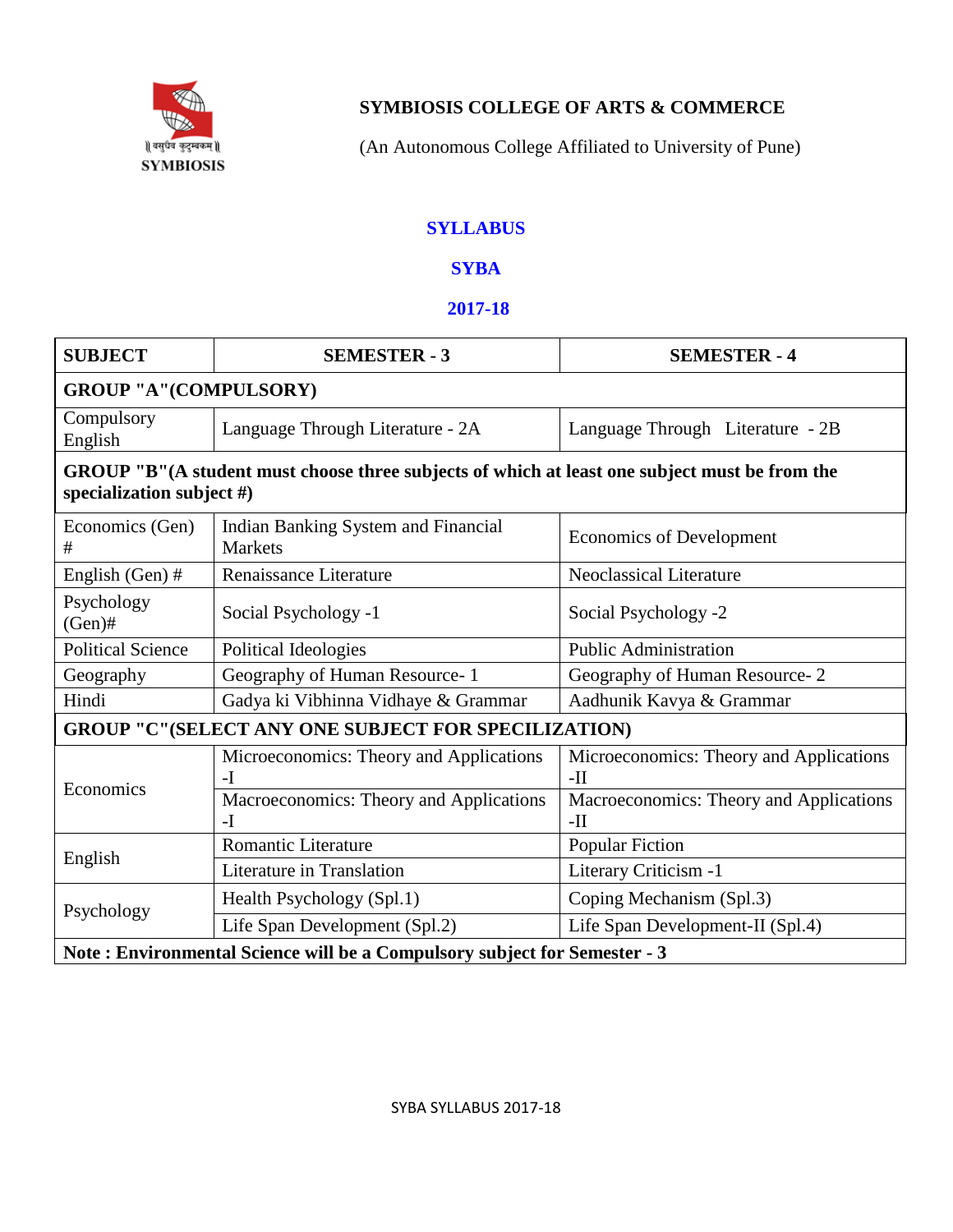**SYMBIOSIS COLLEGE OF ARTS & COMMERCE**

(An Autonomous College Affiliated to University of Pune)

# SYLLABUS

## SYBA

## 2017-18

| SUBJECT | SEMESTER - 3 | SEMESTER - 4 |
|---|---|---|
| **GROUP "A"(COMPULSORY)** | | |
| Compulsory English | Language Through Literature - 2A | Language Through Literature - 2B |
| **GROUP "B"(A student must choose three subjects of which at least one subject must be from the specialization subject #)** | | |
| Economics (Gen) # | Indian Banking System and Financial Markets | Economics of Development |
| English (Gen) # | Renaissance Literature | Neoclassical Literature |
| Psychology (Gen)# | Social Psychology -1 | Social Psychology -2 |
| Political Science | Political Ideologies | Public Administration |
| Geography | Geography of Human Resource- 1 | Geography of Human Resource- 2 |
| Hindi | Gadya ki Vibhinna Vidhaye & Grammar | Aadhunik Kavya & Grammar |
| **GROUP "C"(SELECT ANY ONE SUBJECT FOR SPECILIZATION)** | | |
| Economics | Microeconomics: Theory and Applications -I | Microeconomics: Theory and Applications -II |
| | Macroeconomics: Theory and Applications -I | Macroeconomics: Theory and Applications -II |
| English | Romantic Literature | Popular Fiction |
| | Literature in Translation | Literary Criticism -1 |
| Psychology | Health Psychology (Spl.1) | Coping Mechanism (Spl.3) |
| | Life Span Development (Spl.2) | Life Span Development-II (Spl.4) |
| **Note : Environmental Science will be a Compulsory subject for Semester - 3** | | |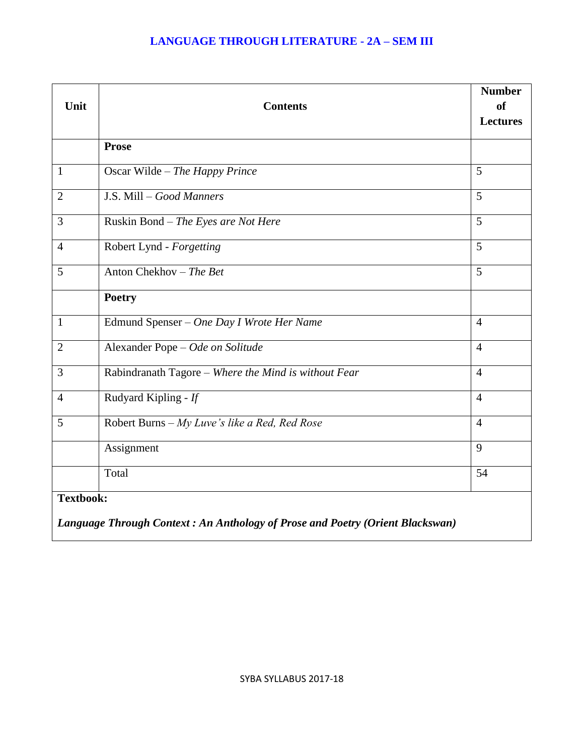## LANGUAGE THROUGH LITERATURE - 2A – SEM III

| Unit | Contents | Number of Lectures |
|---|---|---|
| | **Prose** | |
| 1 | Oscar Wilde – *The Happy Prince* | 5 |
| 2 | J.S. Mill – *Good Manners* | 5 |
| 3 | Ruskin Bond – *The Eyes are Not Here* | 5 |
| 4 | Robert Lynd - *Forgetting* | 5 |
| 5 | Anton Chekhov – *The Bet* | 5 |
| | **Poetry** | |
| 1 | Edmund Spenser – *One Day I Wrote Her Name* | 4 |
| 2 | Alexander Pope – *Ode on Solitude* | 4 |
| 3 | Rabindranath Tagore – *Where the Mind is without Fear* | 4 |
| 4 | Rudyard Kipling - *If* | 4 |
| 5 | Robert Burns – *My Luve's like a Red, Red Rose* | 4 |
| | Assignment | 9 |
| | Total | 54 |

**Textbook:**

***Language Through Context : An Anthology of Prose and Poetry (Orient Blackswan)***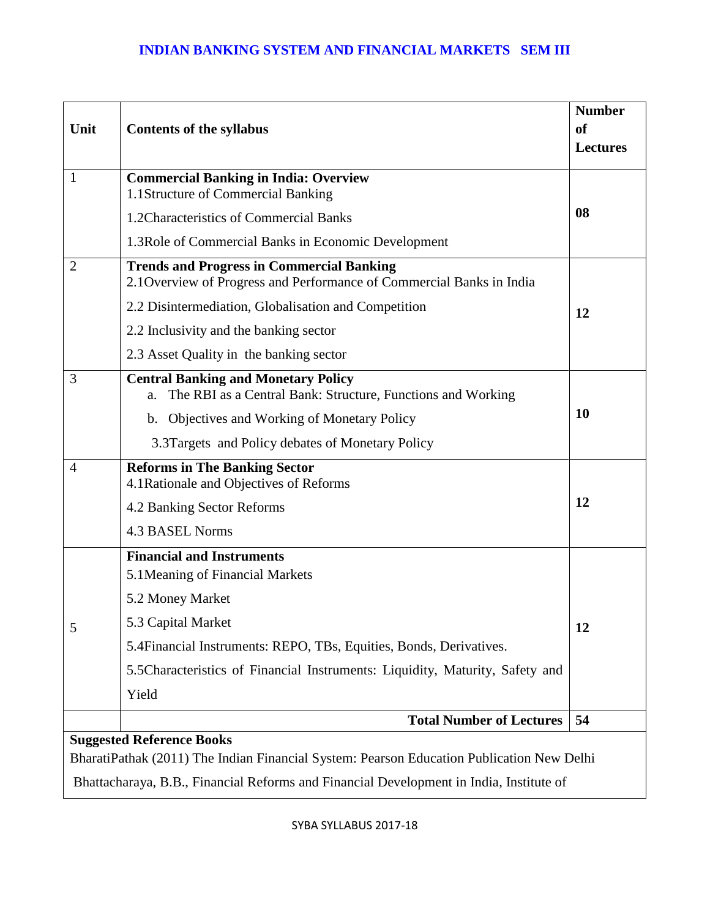# INDIAN BANKING SYSTEM AND FINANCIAL MARKETS SEM III

| Unit | Contents of the syllabus | Number of Lectures |
|---|---|---|
| 1 | **Commercial Banking in India: Overview**<br>1.1Structure of Commercial Banking<br>1.2Characteristics of Commercial Banks<br>1.3Role of Commercial Banks in Economic Development | **08** |
| 2 | **Trends and Progress in Commercial Banking**<br>2.1Overview of Progress and Performance of Commercial Banks in India<br>2.2 Disintermediation, Globalisation and Competition<br>2.2 Inclusivity and the banking sector<br>2.3 Asset Quality in the banking sector | **12** |
| 3 | **Central Banking and Monetary Policy**<br>a. The RBI as a Central Bank: Structure, Functions and Working<br>b. Objectives and Working of Monetary Policy<br>3.3Targets and Policy debates of Monetary Policy | **10** |
| 4 | **Reforms in The Banking Sector**<br>4.1Rationale and Objectives of Reforms<br>4.2 Banking Sector Reforms<br>4.3 BASEL Norms | **12** |
| 5 | **Financial and Instruments**<br>5.1Meaning of Financial Markets<br>5.2 Money Market<br>5.3 Capital Market<br>5.4Financial Instruments: REPO, TBs, Equities, Bonds, Derivatives.<br>5.5Characteristics of Financial Instruments: Liquidity, Maturity, Safety and Yield | **12** |
| | **Total Number of Lectures** | **54** |

**Suggested Reference Books**

BharatiPathak (2011) The Indian Financial System: Pearson Education Publication New Delhi

Bhattacharaya, B.B., Financial Reforms and Financial Development in India, Institute of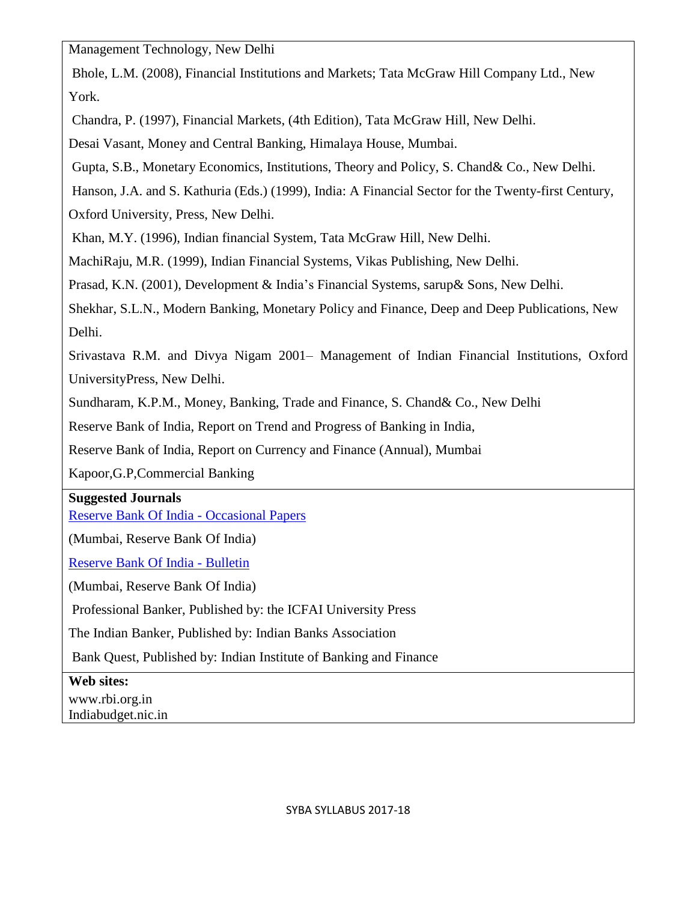Management Technology, New Delhi

Bhole, L.M. (2008), Financial Institutions and Markets; Tata McGraw Hill Company Ltd., New York.

Chandra, P. (1997), Financial Markets, (4th Edition), Tata McGraw Hill, New Delhi.

Desai Vasant, Money and Central Banking, Himalaya House, Mumbai.

Gupta, S.B., Monetary Economics, Institutions, Theory and Policy, S. Chand& Co., New Delhi.

Hanson, J.A. and S. Kathuria (Eds.) (1999), India: A Financial Sector for the Twenty-first Century, Oxford University, Press, New Delhi.

Khan, M.Y. (1996), Indian financial System, Tata McGraw Hill, New Delhi.

MachiRaju, M.R. (1999), Indian Financial Systems, Vikas Publishing, New Delhi.

Prasad, K.N. (2001), Development & India's Financial Systems, sarup& Sons, New Delhi.

Shekhar, S.L.N., Modern Banking, Monetary Policy and Finance, Deep and Deep Publications, New Delhi.

Srivastava R.M. and Divya Nigam 2001– Management of Indian Financial Institutions, Oxford UniversityPress, New Delhi.

Sundharam, K.P.M., Money, Banking, Trade and Finance, S. Chand& Co., New Delhi

Reserve Bank of India, Report on Trend and Progress of Banking in India,

Reserve Bank of India, Report on Currency and Finance (Annual), Mumbai

Kapoor,G.P,Commercial Banking

**Suggested Journals**

Reserve Bank Of India - Occasional Papers

(Mumbai, Reserve Bank Of India)

Reserve Bank Of India - Bulletin

(Mumbai, Reserve Bank Of India)

Professional Banker, Published by: the ICFAI University Press

The Indian Banker, Published by: Indian Banks Association

Bank Quest, Published by: Indian Institute of Banking and Finance

**Web sites:**

www.rbi.org.in

Indiabudget.nic.in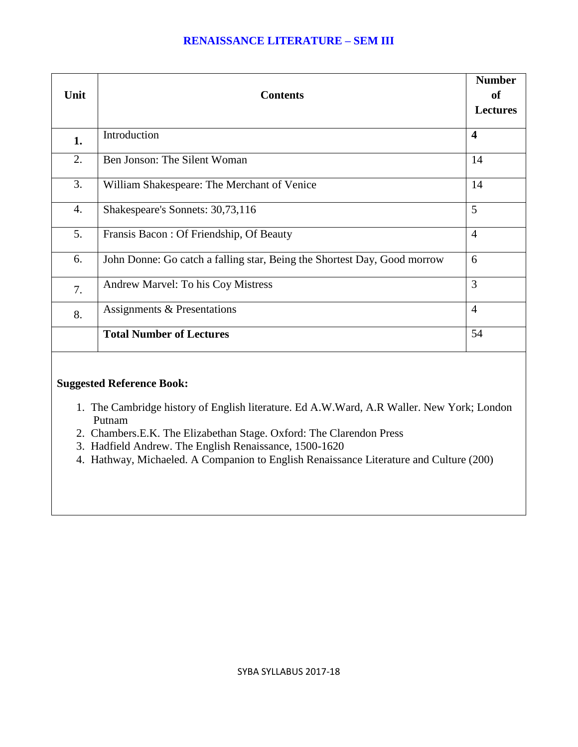## RENAISSANCE LITERATURE – SEM III

| Unit | Contents | Number of Lectures |
|---|---|---|
| **1.** | Introduction | **4** |
| 2. | Ben Jonson: The Silent Woman | 14 |
| 3. | William Shakespeare: The Merchant of Venice | 14 |
| 4. | Shakespeare's Sonnets: 30,73,116 | 5 |
| 5. | Fransis Bacon : Of Friendship, Of Beauty | 4 |
| 6. | John Donne: Go catch a falling star, Being the Shortest Day, Good morrow | 6 |
| 7. | Andrew Marvel: To his Coy Mistress | 3 |
| 8. | Assignments & Presentations | 4 |
| | **Total Number of Lectures** | 54 |

**Suggested Reference Book:**

1. The Cambridge history of English literature. Ed A.W.Ward, A.R Waller. New York; London Putnam
2. Chambers.E.K. The Elizabethan Stage. Oxford: The Clarendon Press
3. Hadfield Andrew. The English Renaissance, 1500-1620
4. Hathway, Michaeled. A Companion to English Renaissance Literature and Culture (200)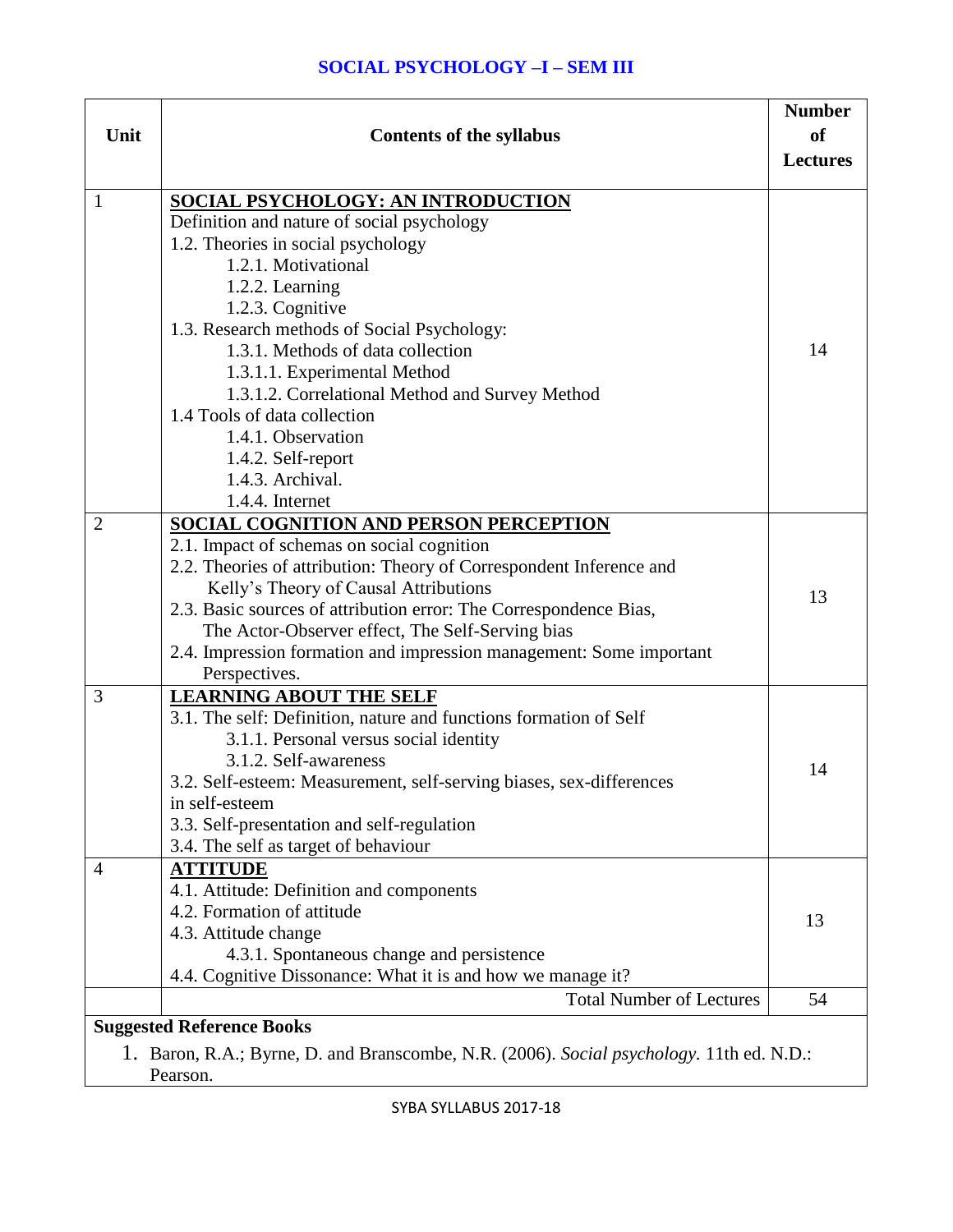# SOCIAL PSYCHOLOGY –I – SEM III

| Unit | Contents of the syllabus | Number of Lectures |
|---|---|---|
| 1 | **SOCIAL PSYCHOLOGY: AN INTRODUCTION**<br>Definition and nature of social psychology<br>1.2. Theories in social psychology<br>1.2.1. Motivational<br>1.2.2. Learning<br>1.2.3. Cognitive<br>1.3. Research methods of Social Psychology:<br>1.3.1. Methods of data collection<br>1.3.1.1. Experimental Method<br>1.3.1.2. Correlational Method and Survey Method<br>1.4 Tools of data collection<br>1.4.1. Observation<br>1.4.2. Self-report<br>1.4.3. Archival.<br>1.4.4. Internet | 14 |
| 2 | **SOCIAL COGNITION AND PERSON PERCEPTION**<br>2.1. Impact of schemas on social cognition<br>2.2. Theories of attribution: Theory of Correspondent Inference and Kelly's Theory of Causal Attributions<br>2.3. Basic sources of attribution error: The Correspondence Bias, The Actor-Observer effect, The Self-Serving bias<br>2.4. Impression formation and impression management: Some important Perspectives. | 13 |
| 3 | **LEARNING ABOUT THE SELF**<br>3.1. The self: Definition, nature and functions formation of Self<br>3.1.1. Personal versus social identity<br>3.1.2. Self-awareness<br>3.2. Self-esteem: Measurement, self-serving biases, sex-differences in self-esteem<br>3.3. Self-presentation and self-regulation<br>3.4. The self as target of behaviour | 14 |
| 4 | **ATTITUDE**<br>4.1. Attitude: Definition and components<br>4.2. Formation of attitude<br>4.3. Attitude change<br>4.3.1. Spontaneous change and persistence<br>4.4. Cognitive Dissonance: What it is and how we manage it? | 13 |
| | Total Number of Lectures | 54 |

**Suggested Reference Books**

1. Baron, R.A.; Byrne, D. and Branscombe, N.R. (2006). *Social psychology.* 11th ed. N.D.: Pearson.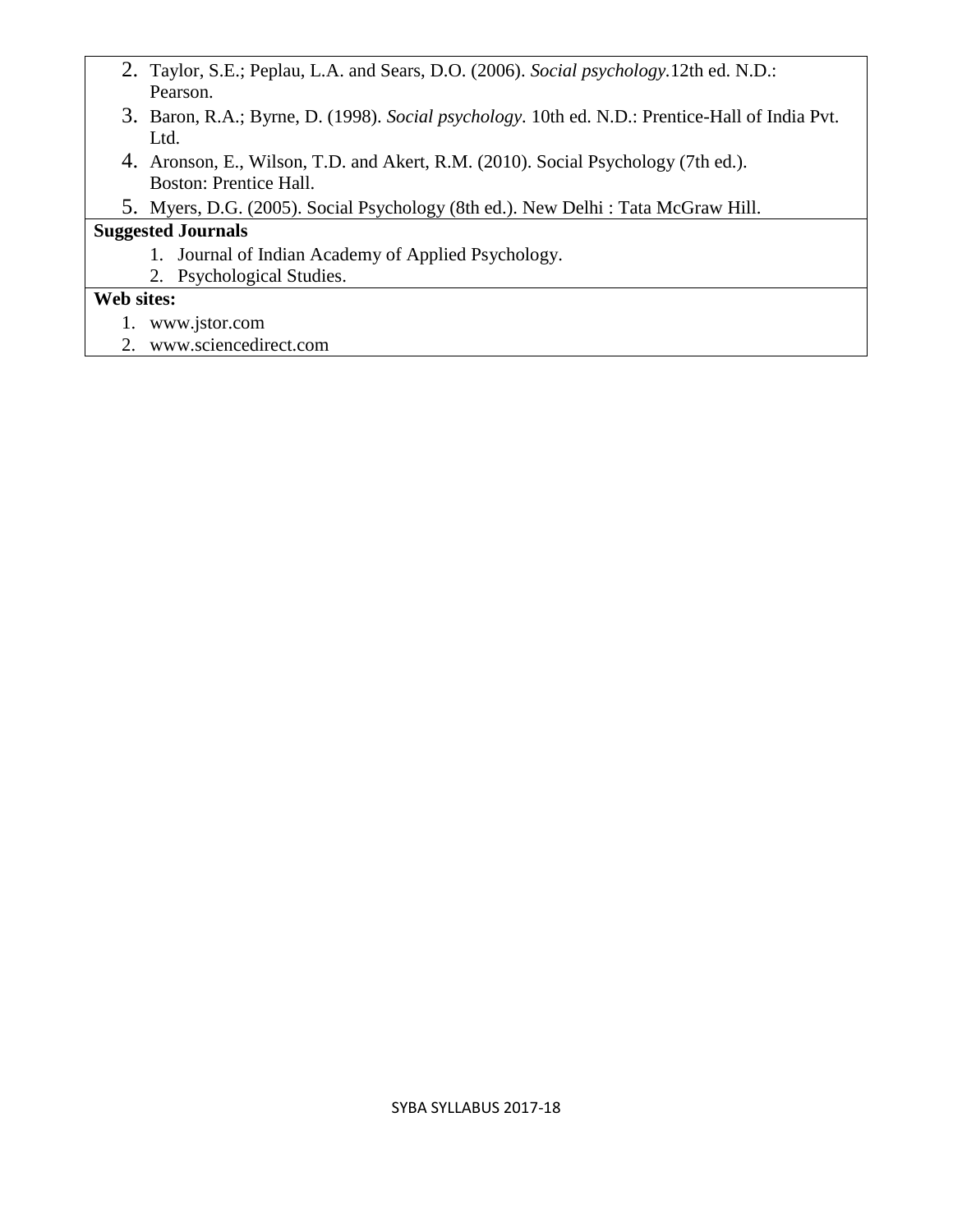2. Taylor, S.E.; Peplau, L.A. and Sears, D.O. (2006). *Social psychology*.12th ed. N.D.: Pearson.
3. Baron, R.A.; Byrne, D. (1998). *Social psychology*. 10th ed. N.D.: Prentice-Hall of India Pvt. Ltd.
4. Aronson, E., Wilson, T.D. and Akert, R.M. (2010). Social Psychology (7th ed.). Boston: Prentice Hall.
5. Myers, D.G. (2005). Social Psychology (8th ed.). New Delhi : Tata McGraw Hill.

**Suggested Journals**

1. Journal of Indian Academy of Applied Psychology.
2. Psychological Studies.

**Web sites:**

1. www.jstor.com
2. www.sciencedirect.com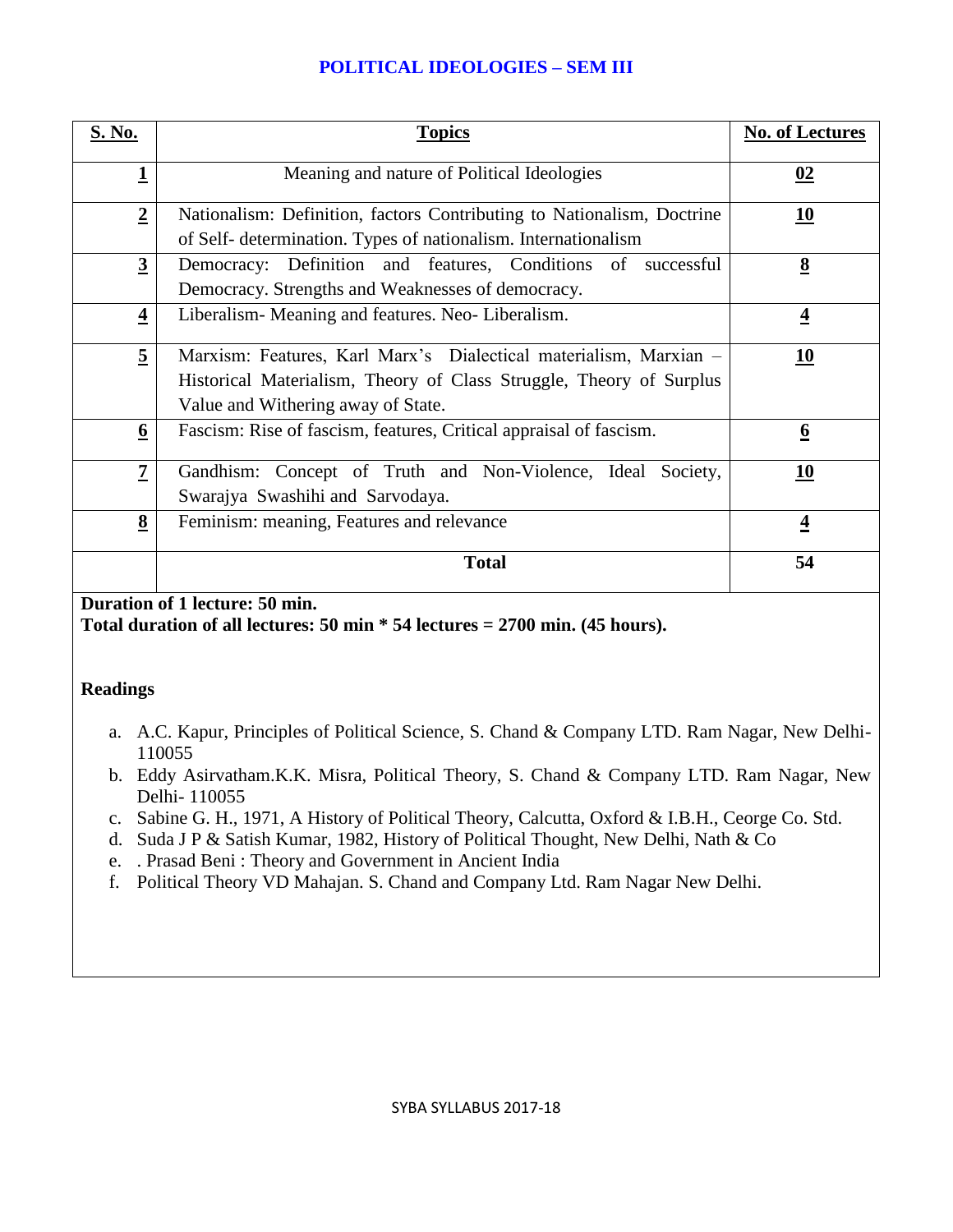## POLITICAL IDEOLOGIES – SEM III

| S. No. | Topics | No. of Lectures |
|---|---|---|
| 1 | Meaning and nature of Political Ideologies | 02 |
| 2 | Nationalism: Definition, factors Contributing to Nationalism, Doctrine of Self- determination. Types of nationalism. Internationalism | 10 |
| 3 | Democracy: Definition and features, Conditions of successful Democracy. Strengths and Weaknesses of democracy. | 8 |
| 4 | Liberalism- Meaning and features. Neo- Liberalism. | 4 |
| 5 | Marxism: Features, Karl Marx's Dialectical materialism, Marxian – Historical Materialism, Theory of Class Struggle, Theory of Surplus Value and Withering away of State. | 10 |
| 6 | Fascism: Rise of fascism, features, Critical appraisal of fascism. | 6 |
| 7 | Gandhism: Concept of Truth and Non-Violence, Ideal Society, Swarajya Swashihi and Sarvodaya. | 10 |
| 8 | Feminism: meaning, Features and relevance | 4 |
| | **Total** | **54** |

**Duration of 1 lecture: 50 min.**
**Total duration of all lectures: 50 min * 54 lectures = 2700 min. (45 hours).**

**Readings**

a. A.C. Kapur, Principles of Political Science, S. Chand & Company LTD. Ram Nagar, New Delhi- 110055
b. Eddy Asirvatham.K.K. Misra, Political Theory, S. Chand & Company LTD. Ram Nagar, New Delhi- 110055
c. Sabine G. H., 1971, A History of Political Theory, Calcutta, Oxford & I.B.H., Ceorge Co. Std.
d. Suda J P & Satish Kumar, 1982, History of Political Thought, New Delhi, Nath & Co
e. . Prasad Beni : Theory and Government in Ancient India
f. Political Theory VD Mahajan. S. Chand and Company Ltd. Ram Nagar New Delhi.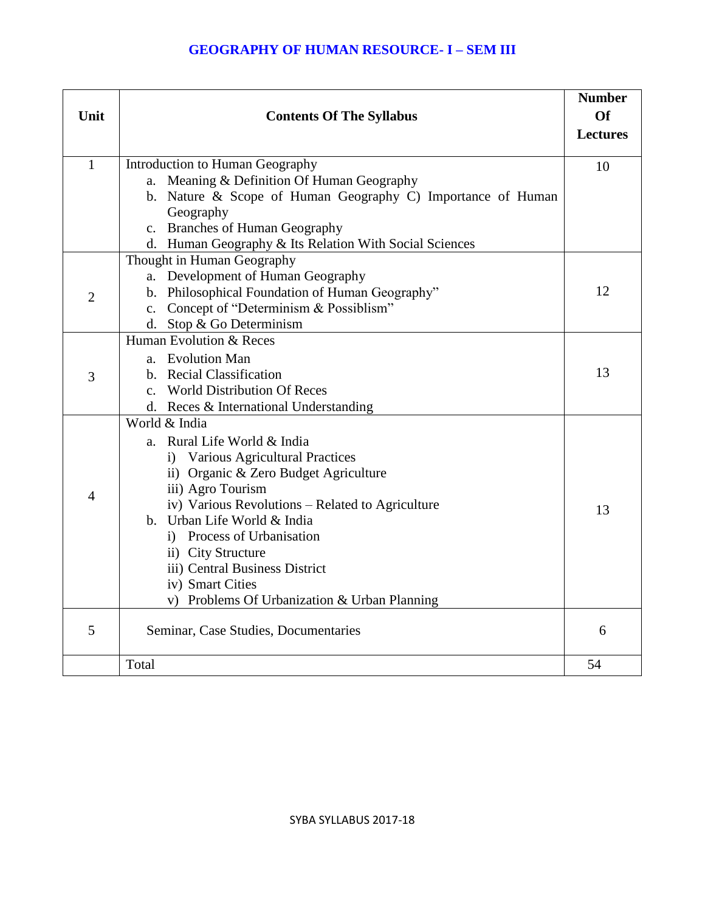## GEOGRAPHY OF HUMAN RESOURCE- I – SEM III

| Unit | Contents Of The Syllabus | Number Of Lectures |
|---|---|---|
| 1 | Introduction to Human Geography<br>a. Meaning & Definition Of Human Geography<br>b. Nature & Scope of Human Geography C) Importance of Human Geography<br>c. Branches of Human Geography<br>d. Human Geography & Its Relation With Social Sciences | 10 |
| 2 | Thought in Human Geography<br>a. Development of Human Geography<br>b. Philosophical Foundation of Human Geography"<br>c. Concept of "Determinism & Possiblism"<br>d. Stop & Go Determinism | 12 |
| 3 | Human Evolution & Reces<br>a. Evolution Man<br>b. Recial Classification<br>c. World Distribution Of Reces<br>d. Reces & International Understanding | 13 |
| 4 | World & India<br>a. Rural Life World & India<br>i) Various Agricultural Practices<br>ii) Organic & Zero Budget Agriculture<br>iii) Agro Tourism<br>iv) Various Revolutions – Related to Agriculture<br>b. Urban Life World & India<br>i) Process of Urbanisation<br>ii) City Structure<br>iii) Central Business District<br>iv) Smart Cities<br>v) Problems Of Urbanization & Urban Planning | 13 |
| 5 | Seminar, Case Studies, Documentaries | 6 |
| | Total | 54 |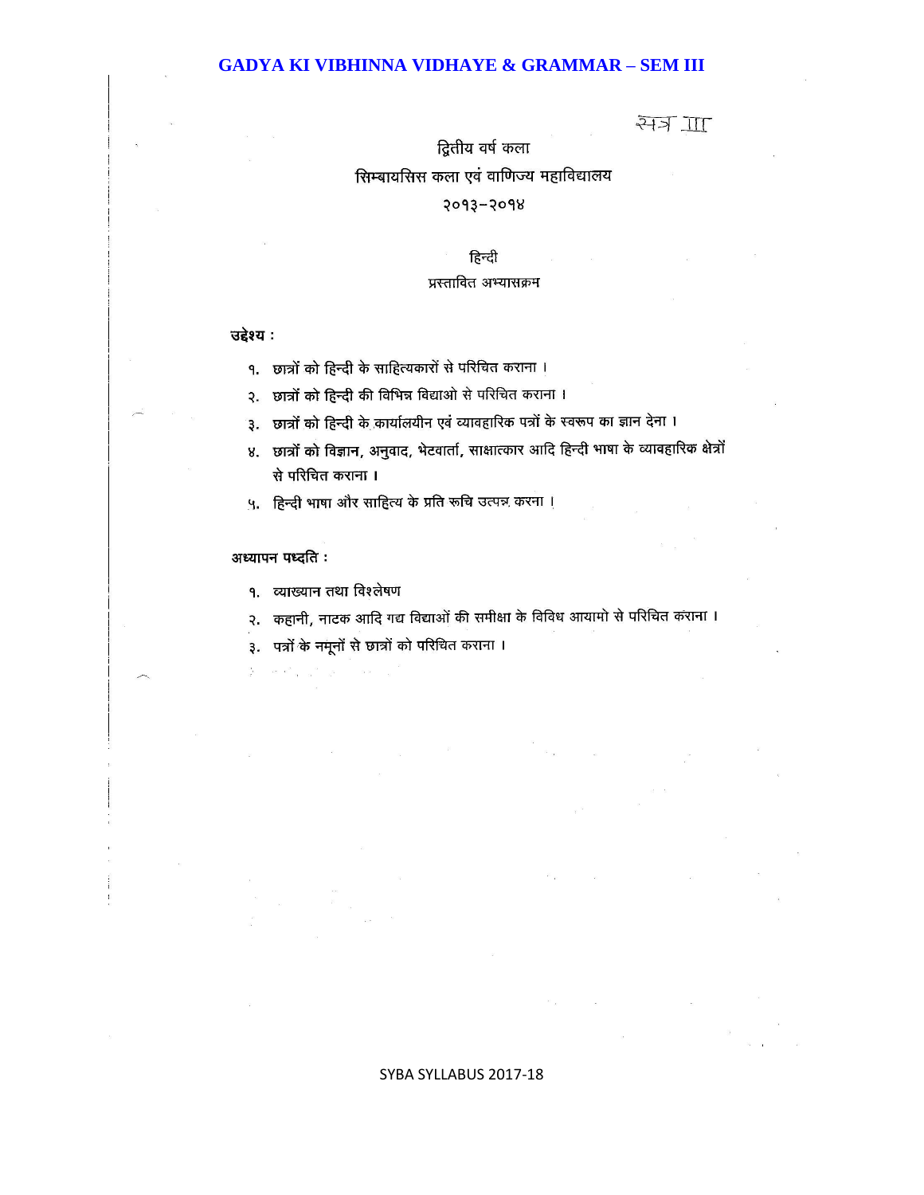सत्र III

द्वितीय वर्ष कला

सिम्बायसिस कला एवं वाणिज्य महाविद्यालय

२०१३-२०१४

हिन्दी

प्रस्तावित अभ्यासक्रम

**उद्देश्य :**

१. छात्रों को हिन्दी के साहित्यकारों से परिचित कराना ।

२. छात्रों को हिन्दी की विभिन्न विद्याओ से परिचित कराना ।

३. छात्रों को हिन्दी के कार्यालयीन एवं व्यावहारिक पत्रों के स्वरूप का ज्ञान देना ।

४. छात्रों को विज्ञान, अनुवाद, भेटवार्ता, साक्षात्कार आदि हिन्दी भाषा के व्यावहारिक क्षेत्रों से परिचित कराना ।

५. हिन्दी भाषा और साहित्य के प्रति रूचि उत्पन्न करना ।

**अध्यापन पध्दति :**

१. व्याख्यान तथा विश्लेषण

२. कहानी, नाटक आदि गद्य विद्याओं की समीक्षा के विविध आयामो से परिचित कराना ।

३. पत्रों के नमूनों से छात्रों को परिचित कराना ।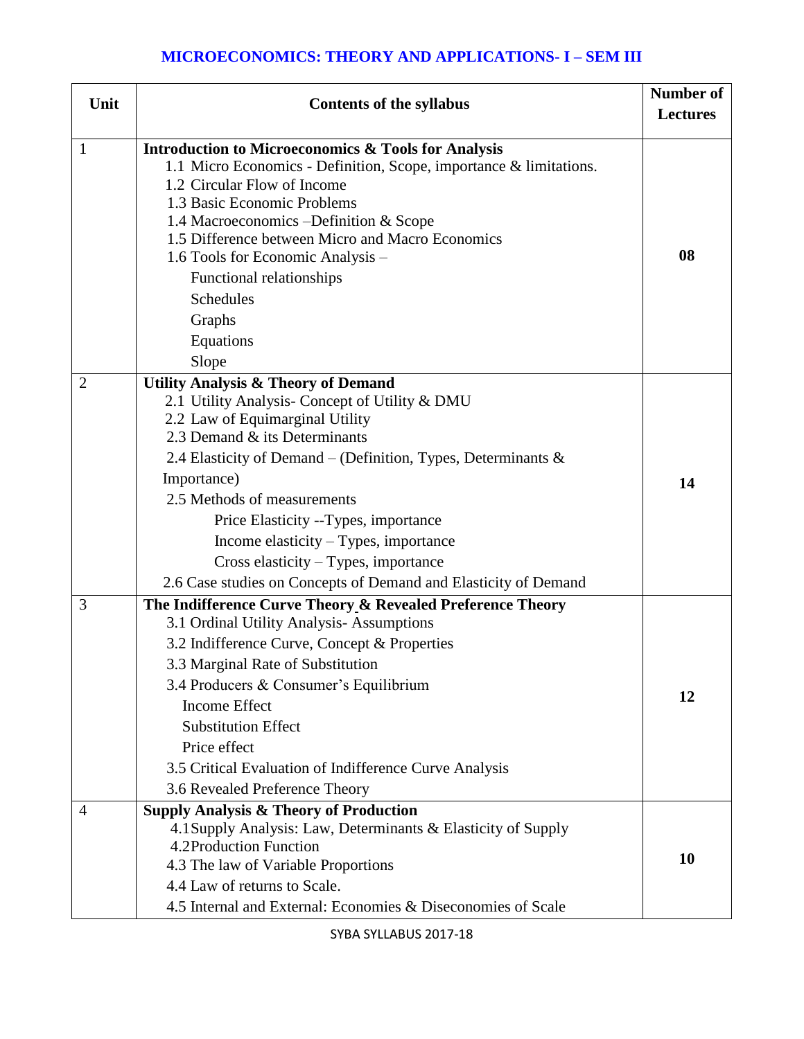# MICROECONOMICS: THEORY AND APPLICATIONS- I – SEM III

| Unit | Contents of the syllabus | Number of Lectures |
|---|---|---|
| 1 | **Introduction to Microeconomics & Tools for Analysis**<br>1.1 Micro Economics - Definition, Scope, importance & limitations.<br>1.2 Circular Flow of Income<br>1.3 Basic Economic Problems<br>1.4 Macroeconomics –Definition & Scope<br>1.5 Difference between Micro and Macro Economics<br>1.6 Tools for Economic Analysis –<br>Functional relationships<br>Schedules<br>Graphs<br>Equations<br>Slope | **08** |
| 2 | **Utility Analysis & Theory of Demand**<br>2.1 Utility Analysis- Concept of Utility & DMU<br>2.2 Law of Equimarginal Utility<br>2.3 Demand & its Determinants<br>2.4 Elasticity of Demand – (Definition, Types, Determinants & Importance)<br>2.5 Methods of measurements<br>Price Elasticity --Types, importance<br>Income elasticity – Types, importance<br>Cross elasticity – Types, importance<br>2.6 Case studies on Concepts of Demand and Elasticity of Demand | **14** |
| 3 | **The Indifference Curve Theory & Revealed Preference Theory**<br>3.1 Ordinal Utility Analysis- Assumptions<br>3.2 Indifference Curve, Concept & Properties<br>3.3 Marginal Rate of Substitution<br>3.4 Producers & Consumer's Equilibrium<br>Income Effect<br>Substitution Effect<br>Price effect<br>3.5 Critical Evaluation of Indifference Curve Analysis<br>3.6 Revealed Preference Theory | **12** |
| 4 | **Supply Analysis & Theory of Production**<br>4.1Supply Analysis: Law, Determinants & Elasticity of Supply<br>4.2Production Function<br>4.3 The law of Variable Proportions<br>4.4 Law of returns to Scale.<br>4.5 Internal and External: Economies & Diseconomies of Scale | **10** |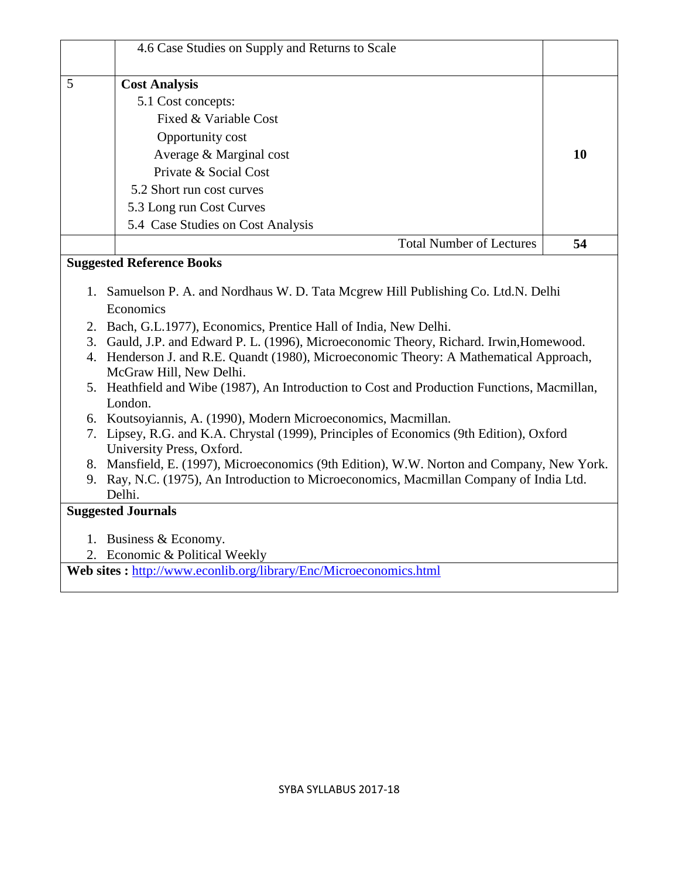|  |  |  |
|---|---|---|
|  | 4.6 Case Studies on Supply and Returns to Scale |  |
| 5 | **Cost Analysis**<br>5.1 Cost concepts:<br>Fixed & Variable Cost<br>Opportunity cost<br>Average & Marginal cost<br>Private & Social Cost<br>5.2 Short run cost curves<br>5.3 Long run Cost Curves<br>5.4 Case Studies on Cost Analysis | **10** |
|  | Total Number of Lectures | **54** |

**Suggested Reference Books**

1. Samuelson P. A. and Nordhaus W. D. Tata Mcgrew Hill Publishing Co. Ltd.N. Delhi Economics
2. Bach, G.L.1977), Economics, Prentice Hall of India, New Delhi.
3. Gauld, J.P. and Edward P. L. (1996), Microeconomic Theory, Richard. Irwin,Homewood.
4. Henderson J. and R.E. Quandt (1980), Microeconomic Theory: A Mathematical Approach, McGraw Hill, New Delhi.
5. Heathfield and Wibe (1987), An Introduction to Cost and Production Functions, Macmillan, London.
6. Koutsoyiannis, A. (1990), Modern Microeconomics, Macmillan.
7. Lipsey, R.G. and K.A. Chrystal (1999), Principles of Economics (9th Edition), Oxford University Press, Oxford.
8. Mansfield, E. (1997), Microeconomics (9th Edition), W.W. Norton and Company, New York.
9. Ray, N.C. (1975), An Introduction to Microeconomics, Macmillan Company of India Ltd. Delhi.

**Suggested Journals**

1. Business & Economy.
2. Economic & Political Weekly

**Web sites :** [http://www.econlib.org/library/Enc/Microeconomics.html](http://www.econlib.org/library/Enc/Microeconomics.html)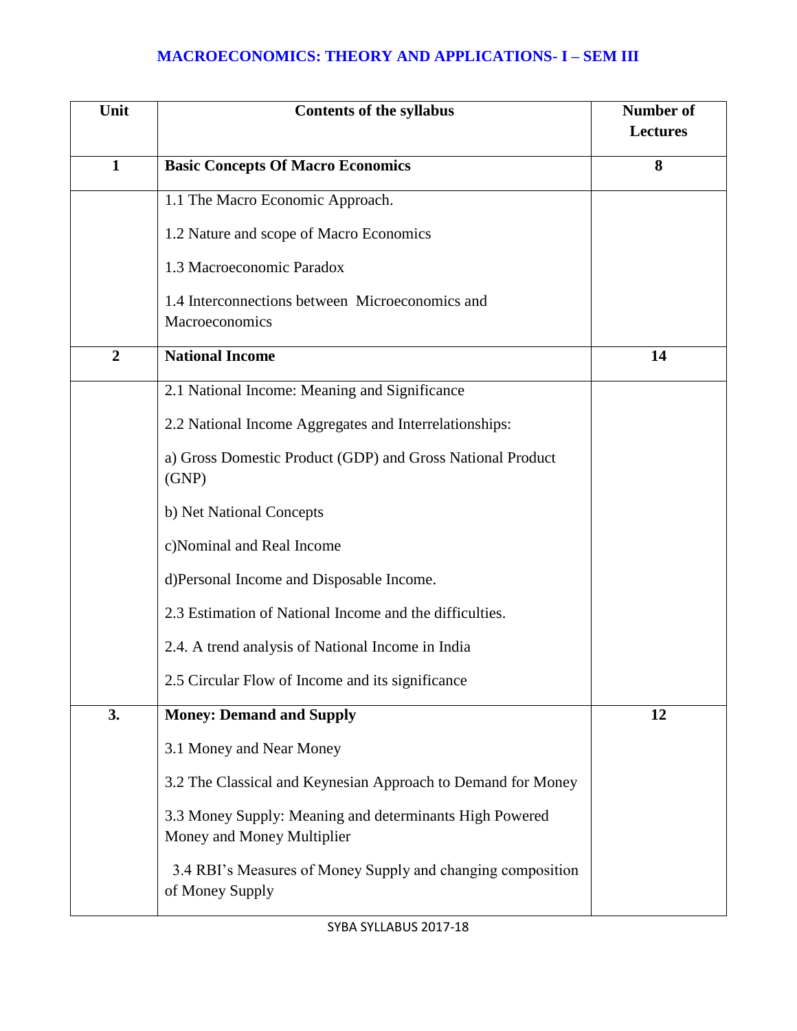# MACROECONOMICS: THEORY AND APPLICATIONS- I – SEM III

| Unit | Contents of the syllabus | Number of Lectures |
|---|---|---|
| **1** | **Basic Concepts Of Macro Economics** | **8** |
| | 1.1 The Macro Economic Approach.<br>1.2 Nature and scope of Macro Economics<br>1.3 Macroeconomic Paradox<br>1.4 Interconnections between Microeconomics and Macroeconomics | |
| **2** | **National Income** | **14** |
| | 2.1 National Income: Meaning and Significance<br>2.2 National Income Aggregates and Interrelationships:<br>a) Gross Domestic Product (GDP) and Gross National Product (GNP)<br>b) Net National Concepts<br>c)Nominal and Real Income<br>d)Personal Income and Disposable Income.<br>2.3 Estimation of National Income and the difficulties.<br>2.4. A trend analysis of National Income in India<br>2.5 Circular Flow of Income and its significance | |
| **3.** | **Money: Demand and Supply**<br>3.1 Money and Near Money<br>3.2 The Classical and Keynesian Approach to Demand for Money<br>3.3 Money Supply: Meaning and determinants High Powered Money and Money Multiplier<br>3.4 RBI's Measures of Money Supply and changing composition of Money Supply | **12** |

SYBA SYLLABUS 2017-18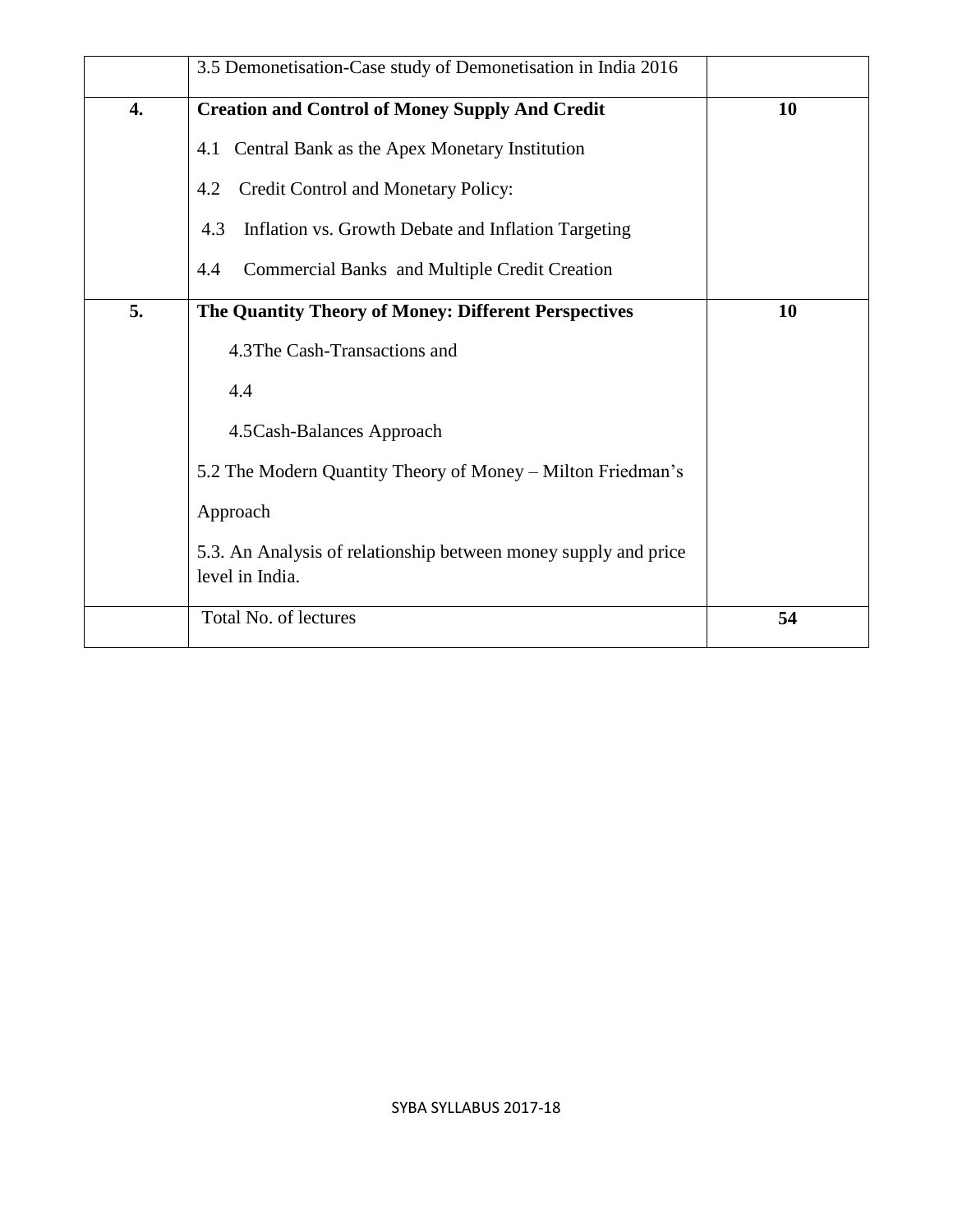| | | |
|---|---|---|
| | 3.5 Demonetisation-Case study of Demonetisation in India 2016 | |
| **4.** | **Creation and Control of Money Supply And Credit**<br><br>4.1 Central Bank as the Apex Monetary Institution<br><br>4.2 Credit Control and Monetary Policy:<br><br>4.3 Inflation vs. Growth Debate and Inflation Targeting<br><br>4.4 Commercial Banks and Multiple Credit Creation | **10** |
| **5.** | **The Quantity Theory of Money: Different Perspectives**<br><br>4.3The Cash-Transactions and<br><br>4.4<br><br>4.5Cash-Balances Approach<br><br>5.2 The Modern Quantity Theory of Money – Milton Friedman's<br><br>Approach<br><br>5.3. An Analysis of relationship between money supply and price level in India. | **10** |
| | Total No. of lectures | **54** |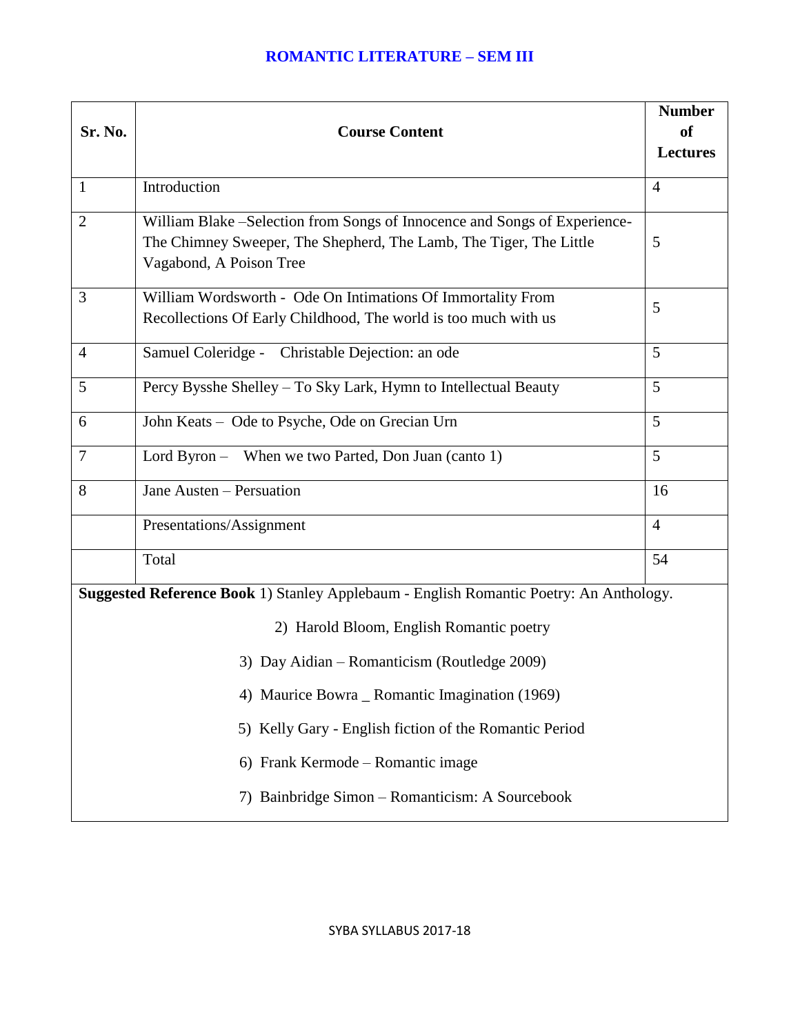## ROMANTIC LITERATURE – SEM III

| Sr. No. | Course Content | Number of Lectures |
|---|---|---|
| 1 | Introduction | 4 |
| 2 | William Blake –Selection from Songs of Innocence and Songs of Experience- The Chimney Sweeper, The Shepherd, The Lamb, The Tiger, The Little Vagabond, A Poison Tree | 5 |
| 3 | William Wordsworth - Ode On Intimations Of Immortality From Recollections Of Early Childhood, The world is too much with us | 5 |
| 4 | Samuel Coleridge - Christable Dejection: an ode | 5 |
| 5 | Percy Bysshe Shelley – To Sky Lark, Hymn to Intellectual Beauty | 5 |
| 6 | John Keats – Ode to Psyche, Ode on Grecian Urn | 5 |
| 7 | Lord Byron – When we two Parted, Don Juan (canto 1) | 5 |
| 8 | Jane Austen – Persuation | 16 |
| | Presentations/Assignment | 4 |
| | Total | 54 |

**Suggested Reference Book** 1) Stanley Applebaum - English Romantic Poetry: An Anthology.

2) Harold Bloom, English Romantic poetry

3) Day Aidian – Romanticism (Routledge 2009)

4) Maurice Bowra _ Romantic Imagination (1969)

5) Kelly Gary - English fiction of the Romantic Period

6) Frank Kermode – Romantic image

7) Bainbridge Simon – Romanticism: A Sourcebook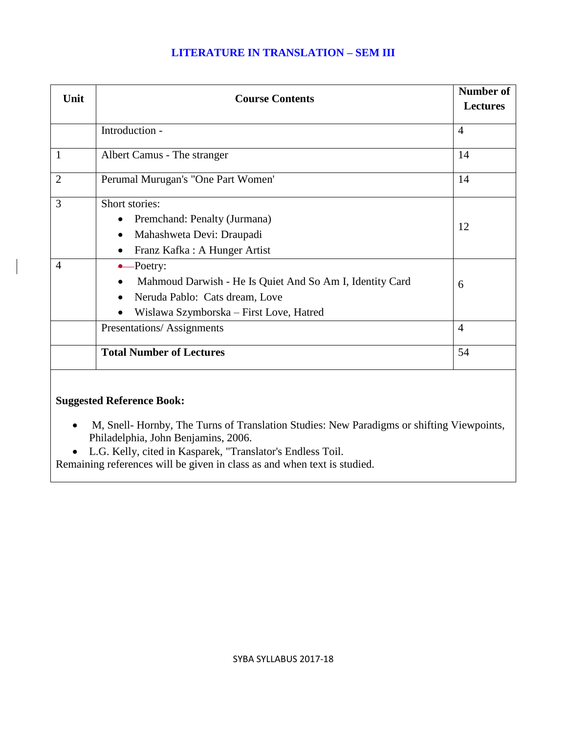## LITERATURE IN TRANSLATION – SEM III

| Unit | Course Contents | Number of Lectures |
|---|---|---|
| | Introduction - | 4 |
| 1 | Albert Camus - The stranger | 14 |
| 2 | Perumal Murugan's "One Part Women' | 14 |
| 3 | Short stories:<br>• Premchand: Penalty (Jurmana)<br>• Mahashweta Devi: Draupadi<br>• Franz Kafka : A Hunger Artist | 12 |
| 4 | Poetry:<br>• Mahmoud Darwish - He Is Quiet And So Am I, Identity Card<br>• Neruda Pablo: Cats dream, Love<br>• Wislawa Szymborska – First Love, Hatred | 6 |
| | Presentations/ Assignments | 4 |
| | **Total Number of Lectures** | 54 |

**Suggested Reference Book:**

- M, Snell- Hornby, The Turns of Translation Studies: New Paradigms or shifting Viewpoints, Philadelphia, John Benjamins, 2006.
- L.G. Kelly, cited in Kasparek, "Translator's Endless Toil.

Remaining references will be given in class as and when text is studied.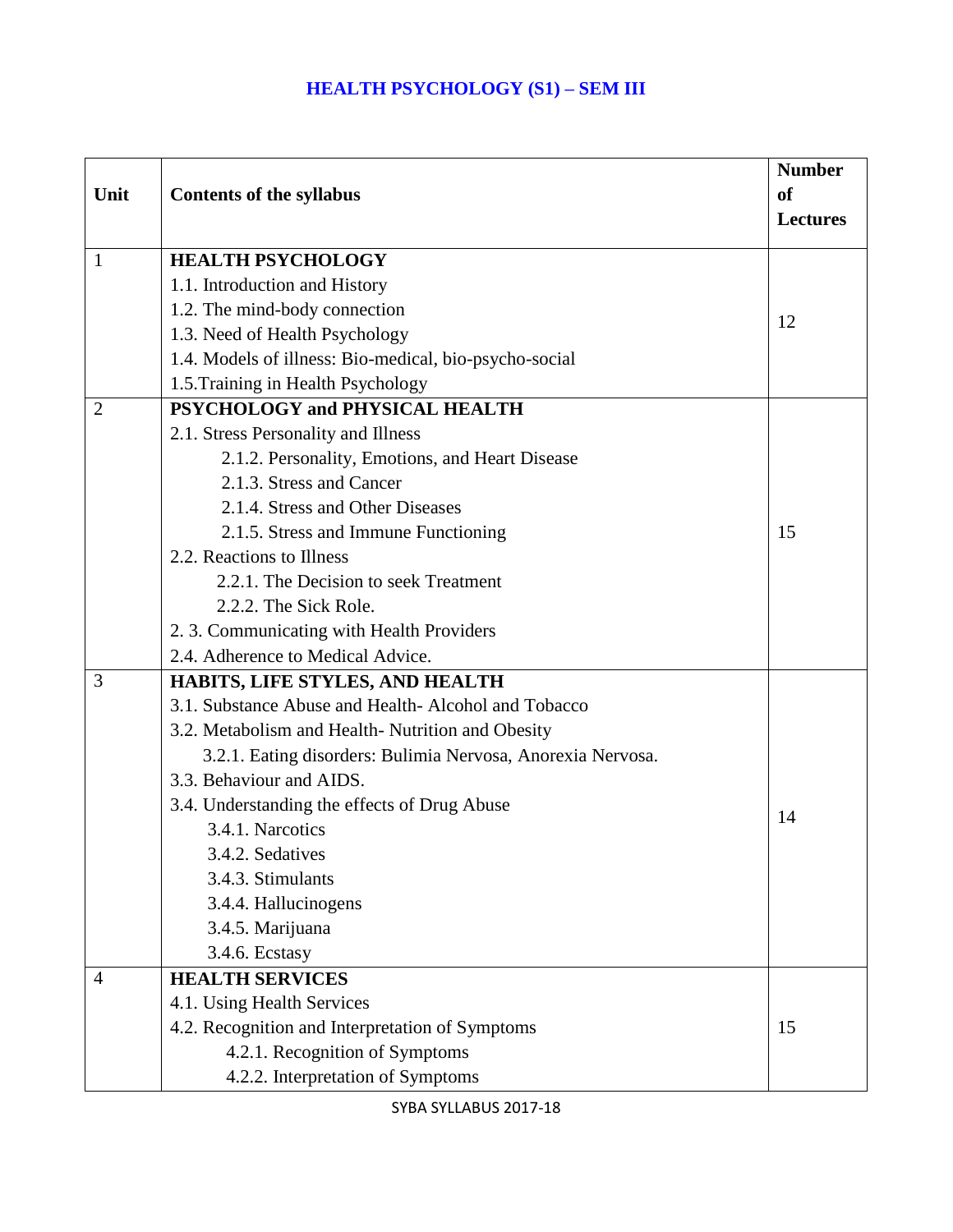# HEALTH PSYCHOLOGY (S1) – SEM III

| Unit | Contents of the syllabus | Number of Lectures |
|---|---|---|
| 1 | **HEALTH PSYCHOLOGY**<br>1.1. Introduction and History<br>1.2. The mind-body connection<br>1.3. Need of Health Psychology<br>1.4. Models of illness: Bio-medical, bio-psycho-social<br>1.5.Training in Health Psychology | 12 |
| 2 | **PSYCHOLOGY and PHYSICAL HEALTH**<br>2.1. Stress Personality and Illness<br>2.1.2. Personality, Emotions, and Heart Disease<br>2.1.3. Stress and Cancer<br>2.1.4. Stress and Other Diseases<br>2.1.5. Stress and Immune Functioning<br>2.2. Reactions to Illness<br>2.2.1. The Decision to seek Treatment<br>2.2.2. The Sick Role.<br>2. 3. Communicating with Health Providers<br>2.4. Adherence to Medical Advice. | 15 |
| 3 | **HABITS, LIFE STYLES, AND HEALTH**<br>3.1. Substance Abuse and Health- Alcohol and Tobacco<br>3.2. Metabolism and Health- Nutrition and Obesity<br>3.2.1. Eating disorders: Bulimia Nervosa, Anorexia Nervosa.<br>3.3. Behaviour and AIDS.<br>3.4. Understanding the effects of Drug Abuse<br>3.4.1. Narcotics<br>3.4.2. Sedatives<br>3.4.3. Stimulants<br>3.4.4. Hallucinogens<br>3.4.5. Marijuana<br>3.4.6. Ecstasy | 14 |
| 4 | **HEALTH SERVICES**<br>4.1. Using Health Services<br>4.2. Recognition and Interpretation of Symptoms<br>4.2.1. Recognition of Symptoms<br>4.2.2. Interpretation of Symptoms | 15 |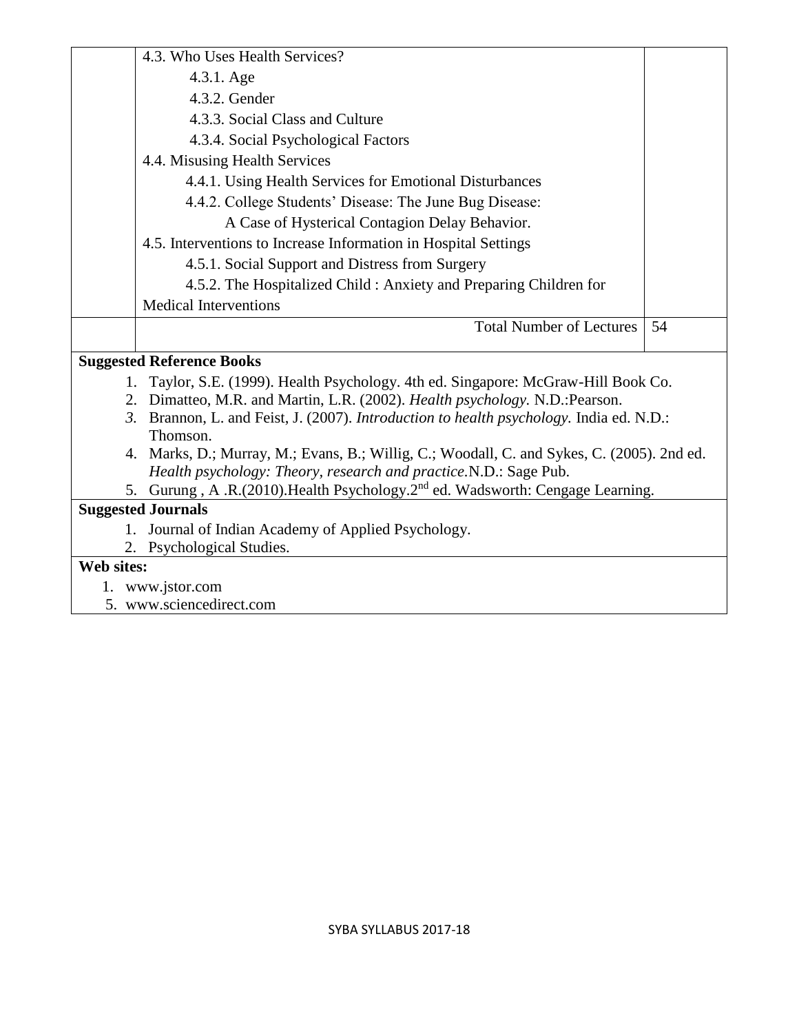|  | 4.3. Who Uses Health Services?<br>4.3.1. Age<br>4.3.2. Gender<br>4.3.3. Social Class and Culture<br>4.3.4. Social Psychological Factors<br>4.4. Misusing Health Services<br>4.4.1. Using Health Services for Emotional Disturbances<br>4.4.2. College Students' Disease: The June Bug Disease: A Case of Hysterical Contagion Delay Behavior.<br>4.5. Interventions to Increase Information in Hospital Settings<br>4.5.1. Social Support and Distress from Surgery<br>4.5.2. The Hospitalized Child : Anxiety and Preparing Children for Medical Interventions |  |
|---|---|---|
|  | Total Number of Lectures | 54 |

**Suggested Reference Books**

1. Taylor, S.E. (1999). Health Psychology. 4th ed. Singapore: McGraw-Hill Book Co.
2. Dimatteo, M.R. and Martin, L.R. (2002). *Health psychology.* N.D.:Pearson.
3. Brannon, L. and Feist, J. (2007). *Introduction to health psychology.* India ed. N.D.: Thomson.
4. Marks, D.; Murray, M.; Evans, B.; Willig, C.; Woodall, C. and Sykes, C. (2005). 2nd ed. *Health psychology: Theory, research and practice.*N.D.: Sage Pub.
5. Gurung , A .R.(2010).Health Psychology.2nd ed. Wadsworth: Cengage Learning.

**Suggested Journals**

1. Journal of Indian Academy of Applied Psychology.
2. Psychological Studies.

**Web sites:**

1. www.jstor.com
5. www.sciencedirect.com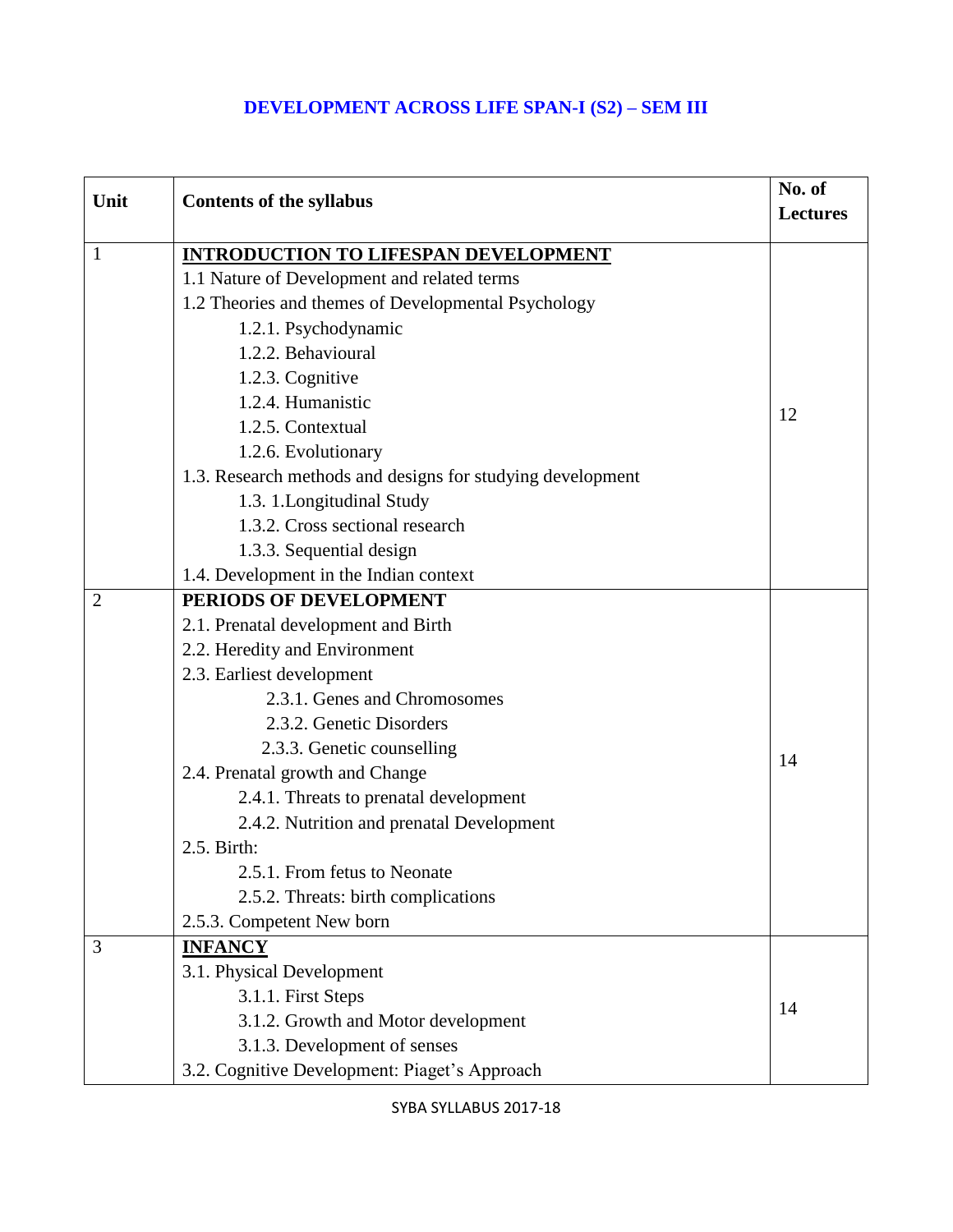# DEVELOPMENT ACROSS LIFE SPAN-I (S2) – SEM III

| Unit | Contents of the syllabus | No. of Lectures |
|---|---|---|
| 1 | **INTRODUCTION TO LIFESPAN DEVELOPMENT**<br>1.1 Nature of Development and related terms<br>1.2 Theories and themes of Developmental Psychology<br>1.2.1. Psychodynamic<br>1.2.2. Behavioural<br>1.2.3. Cognitive<br>1.2.4. Humanistic<br>1.2.5. Contextual<br>1.2.6. Evolutionary<br>1.3. Research methods and designs for studying development<br>1.3. 1.Longitudinal Study<br>1.3.2. Cross sectional research<br>1.3.3. Sequential design<br>1.4. Development in the Indian context | 12 |
| 2 | **PERIODS OF DEVELOPMENT**<br>2.1. Prenatal development and Birth<br>2.2. Heredity and Environment<br>2.3. Earliest development<br>2.3.1. Genes and Chromosomes<br>2.3.2. Genetic Disorders<br>2.3.3. Genetic counselling<br>2.4. Prenatal growth and Change<br>2.4.1. Threats to prenatal development<br>2.4.2. Nutrition and prenatal Development<br>2.5. Birth:<br>2.5.1. From fetus to Neonate<br>2.5.2. Threats: birth complications<br>2.5.3. Competent New born | 14 |
| 3 | **INFANCY**<br>3.1. Physical Development<br>3.1.1. First Steps<br>3.1.2. Growth and Motor development<br>3.1.3. Development of senses<br>3.2. Cognitive Development: Piaget's Approach | 14 |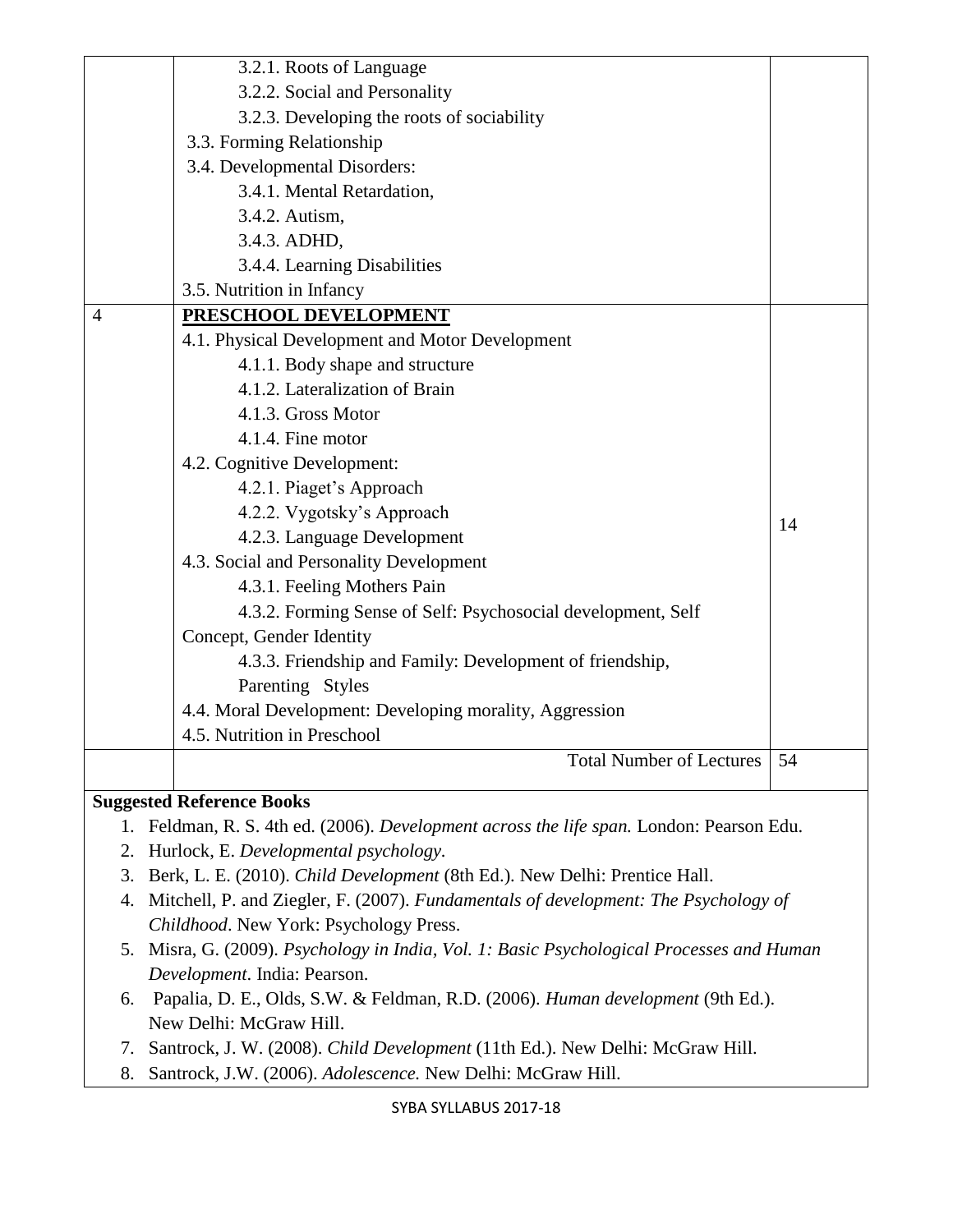|  |  |  |
|---|---|---|
|  | 3.2.1. Roots of Language<br>3.2.2. Social and Personality<br>3.2.3. Developing the roots of sociability<br>3.3. Forming Relationship<br>3.4. Developmental Disorders:<br>3.4.1. Mental Retardation,<br>3.4.2. Autism,<br>3.4.3. ADHD,<br>3.4.4. Learning Disabilities<br>3.5. Nutrition in Infancy |  |
| 4 | **PRESCHOOL DEVELOPMENT**<br>4.1. Physical Development and Motor Development<br>4.1.1. Body shape and structure<br>4.1.2. Lateralization of Brain<br>4.1.3. Gross Motor<br>4.1.4. Fine motor<br>4.2. Cognitive Development:<br>4.2.1. Piaget's Approach<br>4.2.2. Vygotsky's Approach<br>4.2.3. Language Development<br>4.3. Social and Personality Development<br>4.3.1. Feeling Mothers Pain<br>4.3.2. Forming Sense of Self: Psychosocial development, Self Concept, Gender Identity<br>4.3.3. Friendship and Family: Development of friendship, Parenting Styles<br>4.4. Moral Development: Developing morality, Aggression<br>4.5. Nutrition in Preschool | 14 |
|  | Total Number of Lectures | 54 |

**Suggested Reference Books**

1. Feldman, R. S. 4th ed. (2006). *Development across the life span.* London: Pearson Edu.
2. Hurlock, E. *Developmental psychology*.
3. Berk, L. E. (2010). *Child Development* (8th Ed.). New Delhi: Prentice Hall.
4. Mitchell, P. and Ziegler, F. (2007). *Fundamentals of development: The Psychology of Childhood*. New York: Psychology Press.
5. Misra, G. (2009). *Psychology in India, Vol. 1: Basic Psychological Processes and Human Development*. India: Pearson.
6. Papalia, D. E., Olds, S.W. & Feldman, R.D. (2006). *Human development* (9th Ed.). New Delhi: McGraw Hill.
7. Santrock, J. W. (2008). *Child Development* (11th Ed.). New Delhi: McGraw Hill.
8. Santrock, J.W. (2006). *Adolescence.* New Delhi: McGraw Hill.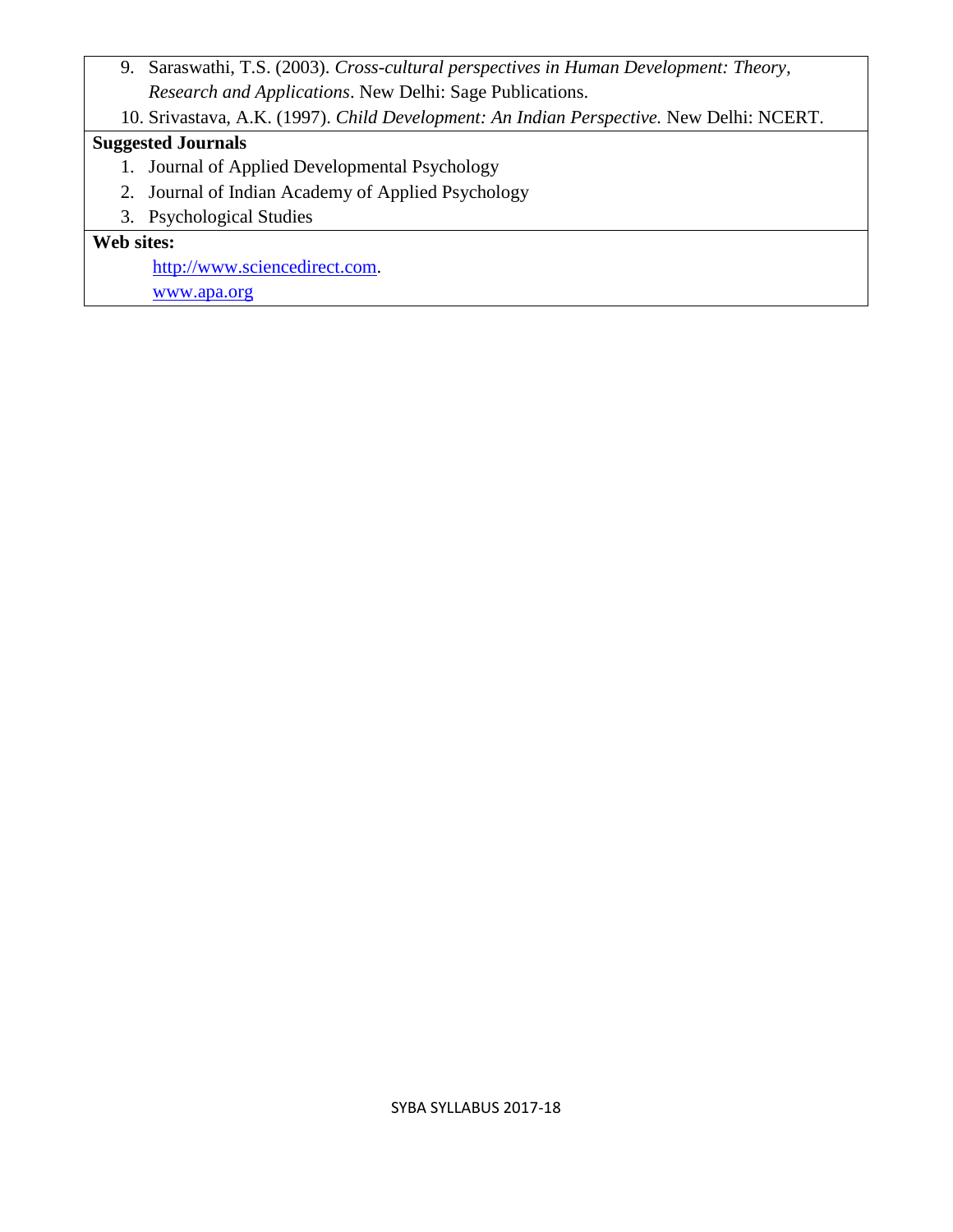9. Saraswathi, T.S. (2003). *Cross-cultural perspectives in Human Development: Theory, Research and Applications*. New Delhi: Sage Publications.
10. Srivastava, A.K. (1997). *Child Development: An Indian Perspective.* New Delhi: NCERT.

**Suggested Journals**

1. Journal of Applied Developmental Psychology
2. Journal of Indian Academy of Applied Psychology
3. Psychological Studies

**Web sites:**

http://www.sciencedirect.com.

www.apa.org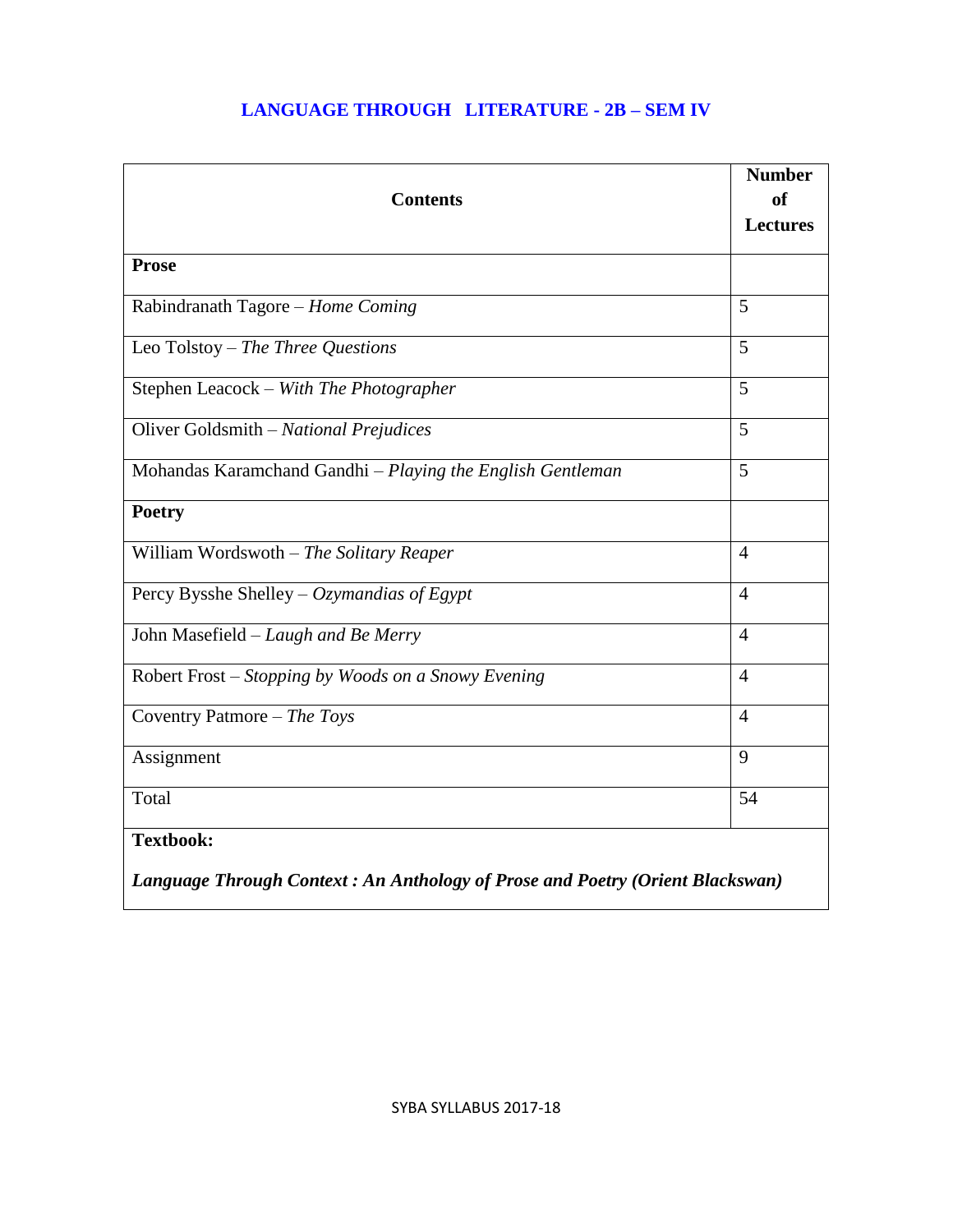## LANGUAGE THROUGH LITERATURE - 2B – SEM IV

| Contents | Number of Lectures |
|---|---|
| **Prose** | |
| Rabindranath Tagore – *Home Coming* | 5 |
| Leo Tolstoy – *The Three Questions* | 5 |
| Stephen Leacock – *With The Photographer* | 5 |
| Oliver Goldsmith – *National Prejudices* | 5 |
| Mohandas Karamchand Gandhi – *Playing the English Gentleman* | 5 |
| **Poetry** | |
| William Wordswoth – *The Solitary Reaper* | 4 |
| Percy Bysshe Shelley – *Ozymandias of Egypt* | 4 |
| John Masefield – *Laugh and Be Merry* | 4 |
| Robert Frost – *Stopping by Woods on a Snowy Evening* | 4 |
| Coventry Patmore – *The Toys* | 4 |
| Assignment | 9 |
| Total | 54 |
| **Textbook:** *Language Through Context : An Anthology of Prose and Poetry (Orient Blackswan)* | |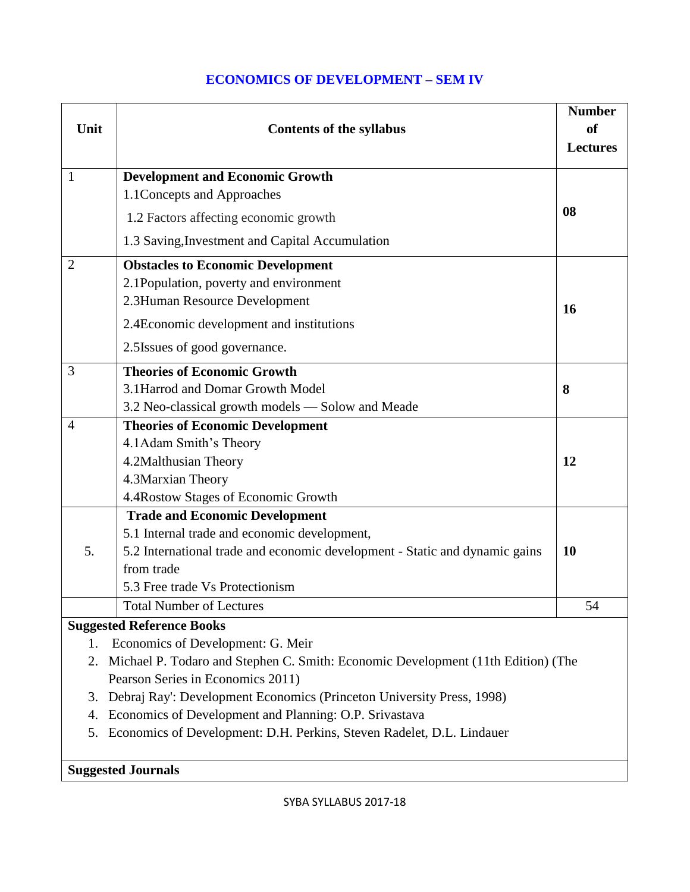## ECONOMICS OF DEVELOPMENT – SEM IV

| Unit | Contents of the syllabus | Number of Lectures |
|---|---|---|
| 1 | **Development and Economic Growth**<br>1.1Concepts and Approaches<br>1.2 Factors affecting economic growth<br>1.3 Saving,Investment and Capital Accumulation | **08** |
| 2 | **Obstacles to Economic Development**<br>2.1Population, poverty and environment<br>2.3Human Resource Development<br>2.4Economic development and institutions<br>2.5Issues of good governance. | **16** |
| 3 | **Theories of Economic Growth**<br>3.1Harrod and Domar Growth Model<br>3.2 Neo-classical growth models — Solow and Meade | **8** |
| 4 | **Theories of Economic Development**<br>4.1Adam Smith's Theory<br>4.2Malthusian Theory<br>4.3Marxian Theory<br>4.4Rostow Stages of Economic Growth | **12** |
| 5. | **Trade and Economic Development**<br>5.1 Internal trade and economic development,<br>5.2 International trade and economic development - Static and dynamic gains from trade<br>5.3 Free trade Vs Protectionism | **10** |
| | Total Number of Lectures | 54 |

**Suggested Reference Books**

1. Economics of Development: G. Meir
2. Michael P. Todaro and Stephen C. Smith: Economic Development (11th Edition) (The Pearson Series in Economics 2011)
3. Debraj Ray': Development Economics (Princeton University Press, 1998)
4. Economics of Development and Planning: O.P. Srivastava
5. Economics of Development: D.H. Perkins, Steven Radelet, D.L. Lindauer

**Suggested Journals**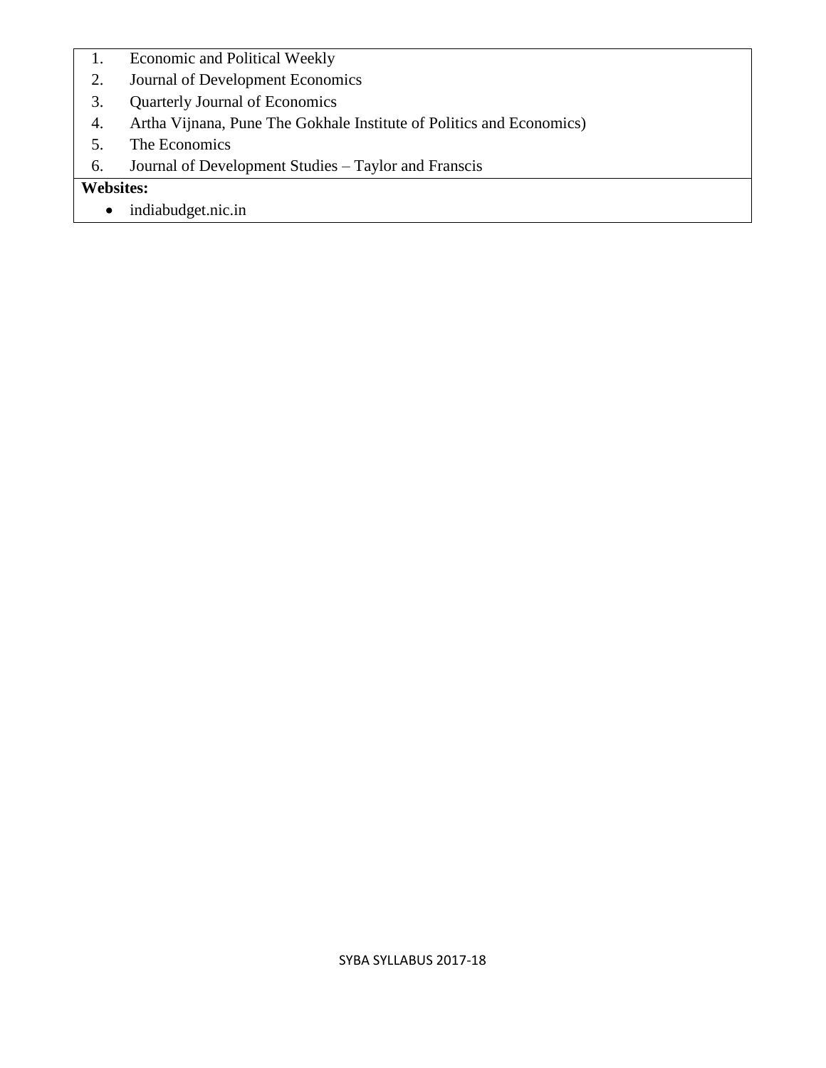1. Economic and Political Weekly
2. Journal of Development Economics
3. Quarterly Journal of Economics
4. Artha Vijnana, Pune The Gokhale Institute of Politics and Economics)
5. The Economics
6. Journal of Development Studies – Taylor and Franscis

**Websites:**

- indiabudget.nic.in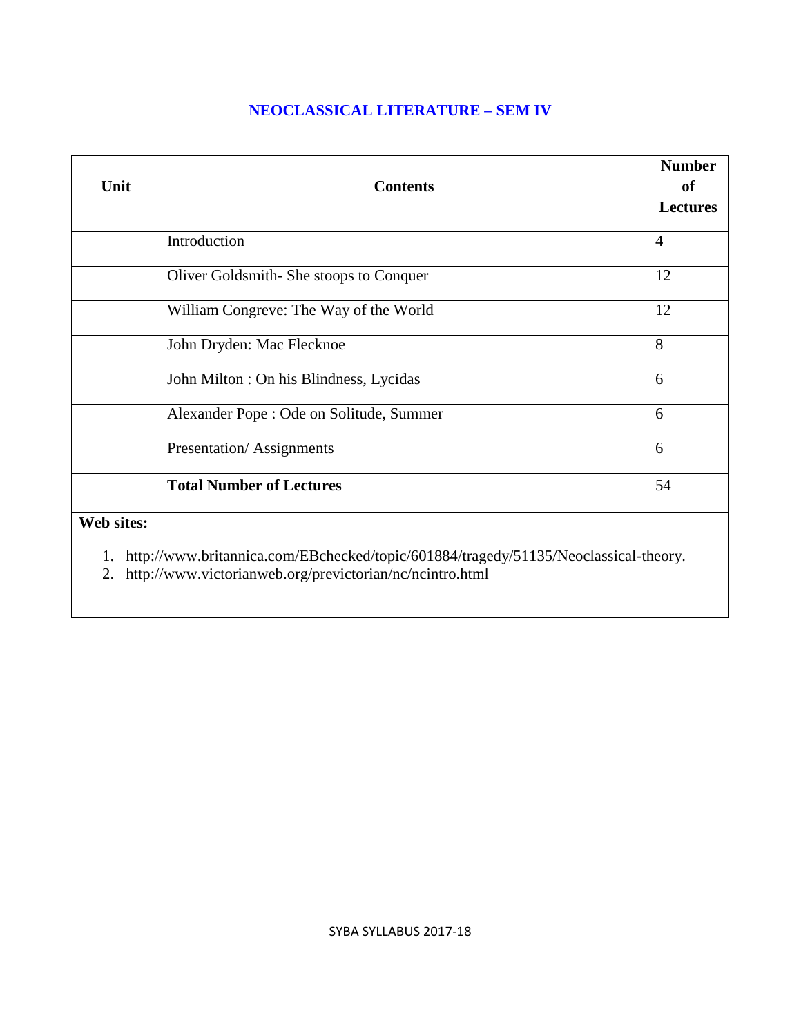## NEOCLASSICAL LITERATURE – SEM IV

| Unit | Contents | Number of Lectures |
|---|---|---|
| | Introduction | 4 |
| | Oliver Goldsmith- She stoops to Conquer | 12 |
| | William Congreve: The Way of the World | 12 |
| | John Dryden: Mac Flecknoe | 8 |
| | John Milton : On his Blindness, Lycidas | 6 |
| | Alexander Pope : Ode on Solitude, Summer | 6 |
| | Presentation/ Assignments | 6 |
| | **Total Number of Lectures** | 54 |

**Web sites:**

1. http://www.britannica.com/EBchecked/topic/601884/tragedy/51135/Neoclassical-theory.
2. http://www.victorianweb.org/previctorian/nc/ncintro.html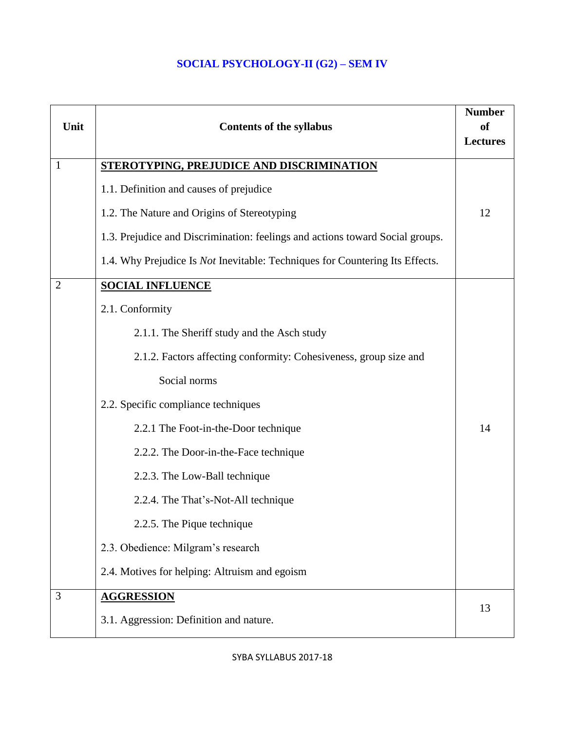# SOCIAL PSYCHOLOGY-II (G2) – SEM IV

| Unit | Contents of the syllabus | Number of Lectures |
|---|---|---|
| 1 | **STEROTYPING, PREJUDICE AND DISCRIMINATION**<br>1.1. Definition and causes of prejudice<br>1.2. The Nature and Origins of Stereotyping<br>1.3. Prejudice and Discrimination: feelings and actions toward Social groups.<br>1.4. Why Prejudice Is *Not* Inevitable: Techniques for Countering Its Effects. | 12 |
| 2 | **SOCIAL INFLUENCE**<br>2.1. Conformity<br>2.1.1. The Sheriff study and the Asch study<br>2.1.2. Factors affecting conformity: Cohesiveness, group size and Social norms<br>2.2. Specific compliance techniques<br>2.2.1 The Foot-in-the-Door technique<br>2.2.2. The Door-in-the-Face technique<br>2.2.3. The Low-Ball technique<br>2.2.4. The That's-Not-All technique<br>2.2.5. The Pique technique<br>2.3. Obedience: Milgram's research<br>2.4. Motives for helping: Altruism and egoism | 14 |
| 3 | **AGGRESSION**<br>3.1. Aggression: Definition and nature. | 13 |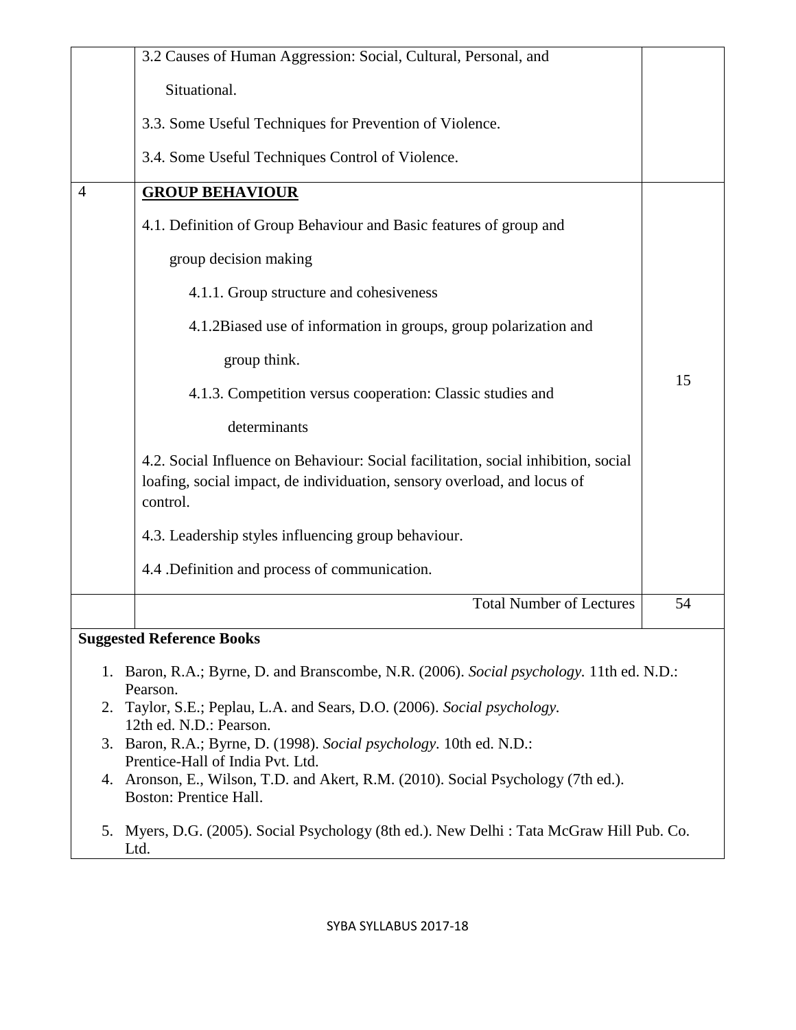| | | |
|---|---|---|
| | 3.2 Causes of Human Aggression: Social, Cultural, Personal, and Situational.<br><br>3.3. Some Useful Techniques for Prevention of Violence.<br><br>3.4. Some Useful Techniques Control of Violence. | |
| 4 | **GROUP BEHAVIOUR**<br><br>4.1. Definition of Group Behaviour and Basic features of group and group decision making<br><br>4.1.1. Group structure and cohesiveness<br><br>4.1.2Biased use of information in groups, group polarization and group think.<br><br>4.1.3. Competition versus cooperation: Classic studies and determinants<br><br>4.2. Social Influence on Behaviour: Social facilitation, social inhibition, social loafing, social impact, de individuation, sensory overload, and locus of control.<br><br>4.3. Leadership styles influencing group behaviour.<br><br>4.4 .Definition and process of communication. | 15 |
| | Total Number of Lectures | 54 |

**Suggested Reference Books**

1. Baron, R.A.; Byrne, D. and Branscombe, N.R. (2006). *Social psychology.* 11th ed. N.D.: Pearson.
2. Taylor, S.E.; Peplau, L.A. and Sears, D.O. (2006). *Social psychology.* 12th ed. N.D.: Pearson.
3. Baron, R.A.; Byrne, D. (1998). *Social psychology*. 10th ed. N.D.: Prentice-Hall of India Pvt. Ltd.
4. Aronson, E., Wilson, T.D. and Akert, R.M. (2010). Social Psychology (7th ed.). Boston: Prentice Hall.
5. Myers, D.G. (2005). Social Psychology (8th ed.). New Delhi : Tata McGraw Hill Pub. Co. Ltd.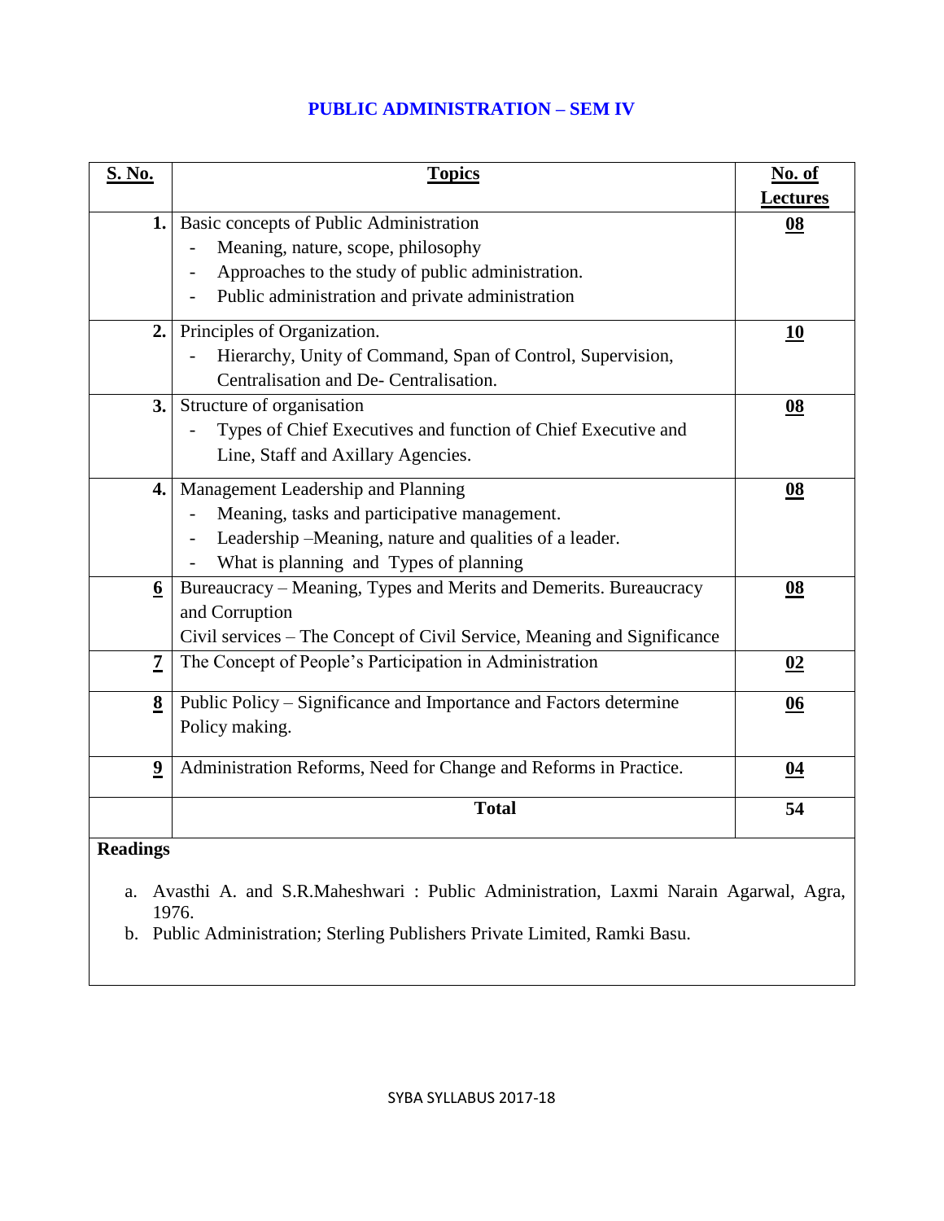## PUBLIC ADMINISTRATION – SEM IV

| S. No. | Topics | No. of Lectures |
|---|---|---|
| 1. | Basic concepts of Public Administration<br>- Meaning, nature, scope, philosophy<br>- Approaches to the study of public administration.<br>- Public administration and private administration | 08 |
| 2. | Principles of Organization.<br>- Hierarchy, Unity of Command, Span of Control, Supervision, Centralisation and De- Centralisation. | 10 |
| 3. | Structure of organisation<br>- Types of Chief Executives and function of Chief Executive and Line, Staff and Axillary Agencies. | 08 |
| 4. | Management Leadership and Planning<br>- Meaning, tasks and participative management.<br>- Leadership –Meaning, nature and qualities of a leader.<br>- What is planning and Types of planning | 08 |
| 6 | Bureaucracy – Meaning, Types and Merits and Demerits. Bureaucracy and Corruption<br>Civil services – The Concept of Civil Service, Meaning and Significance | 08 |
| 7 | The Concept of People's Participation in Administration | 02 |
| 8 | Public Policy – Significance and Importance and Factors determine Policy making. | 06 |
| 9 | Administration Reforms, Need for Change and Reforms in Practice. | 04 |
| | **Total** | **54** |

**Readings**

a. Avasthi A. and S.R.Maheshwari : Public Administration, Laxmi Narain Agarwal, Agra, 1976.
b. Public Administration; Sterling Publishers Private Limited, Ramki Basu.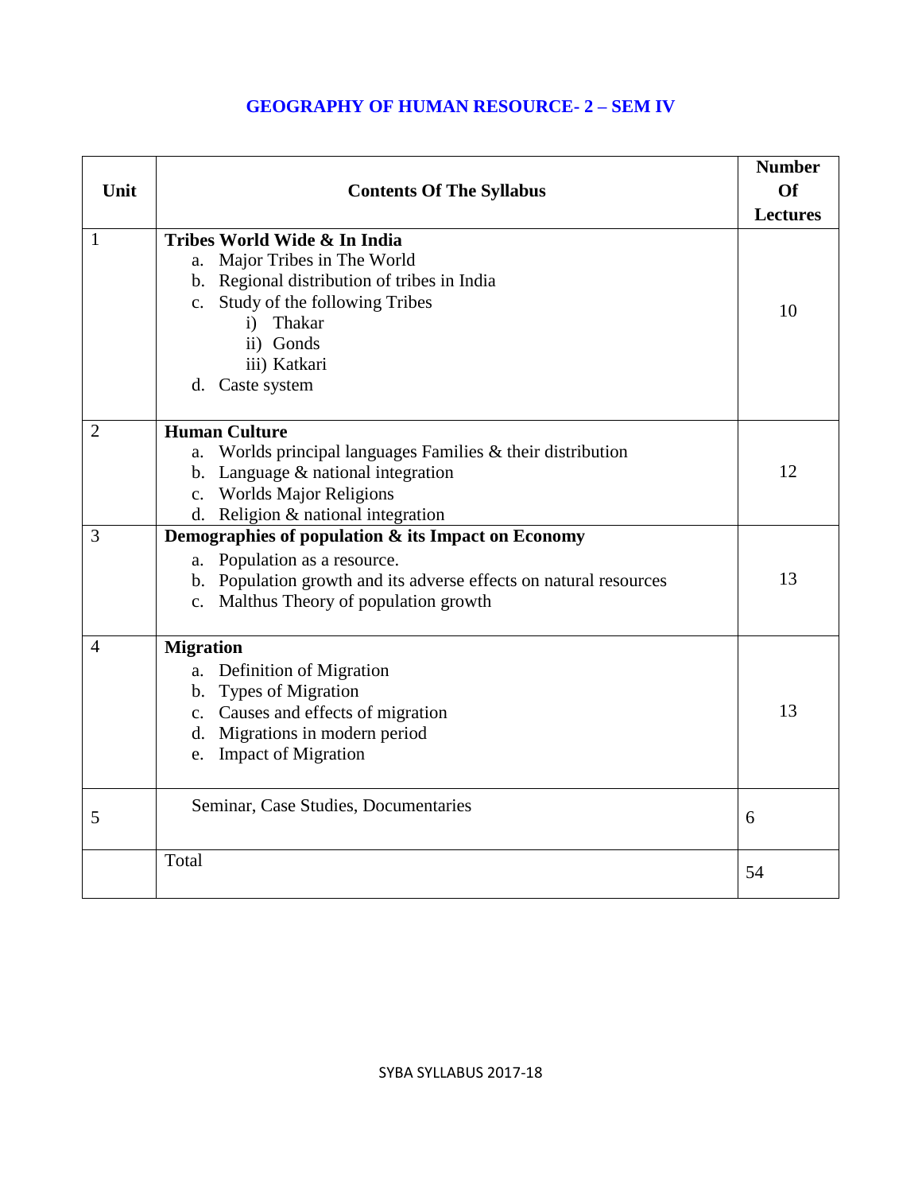## GEOGRAPHY OF HUMAN RESOURCE- 2 – SEM IV

| Unit | Contents Of The Syllabus | Number Of Lectures |
|---|---|---|
| 1 | **Tribes World Wide & In India**<br>a. Major Tribes in The World<br>b. Regional distribution of tribes in India<br>c. Study of the following Tribes<br>i) Thakar<br>ii) Gonds<br>iii) Katkari<br>d. Caste system | 10 |
| 2 | **Human Culture**<br>a. Worlds principal languages Families & their distribution<br>b. Language & national integration<br>c. Worlds Major Religions<br>d. Religion & national integration | 12 |
| 3 | **Demographies of population & its Impact on Economy**<br>a. Population as a resource.<br>b. Population growth and its adverse effects on natural resources<br>c. Malthus Theory of population growth | 13 |
| 4 | **Migration**<br>a. Definition of Migration<br>b. Types of Migration<br>c. Causes and effects of migration<br>d. Migrations in modern period<br>e. Impact of Migration | 13 |
| 5 | Seminar, Case Studies, Documentaries | 6 |
| | Total | 54 |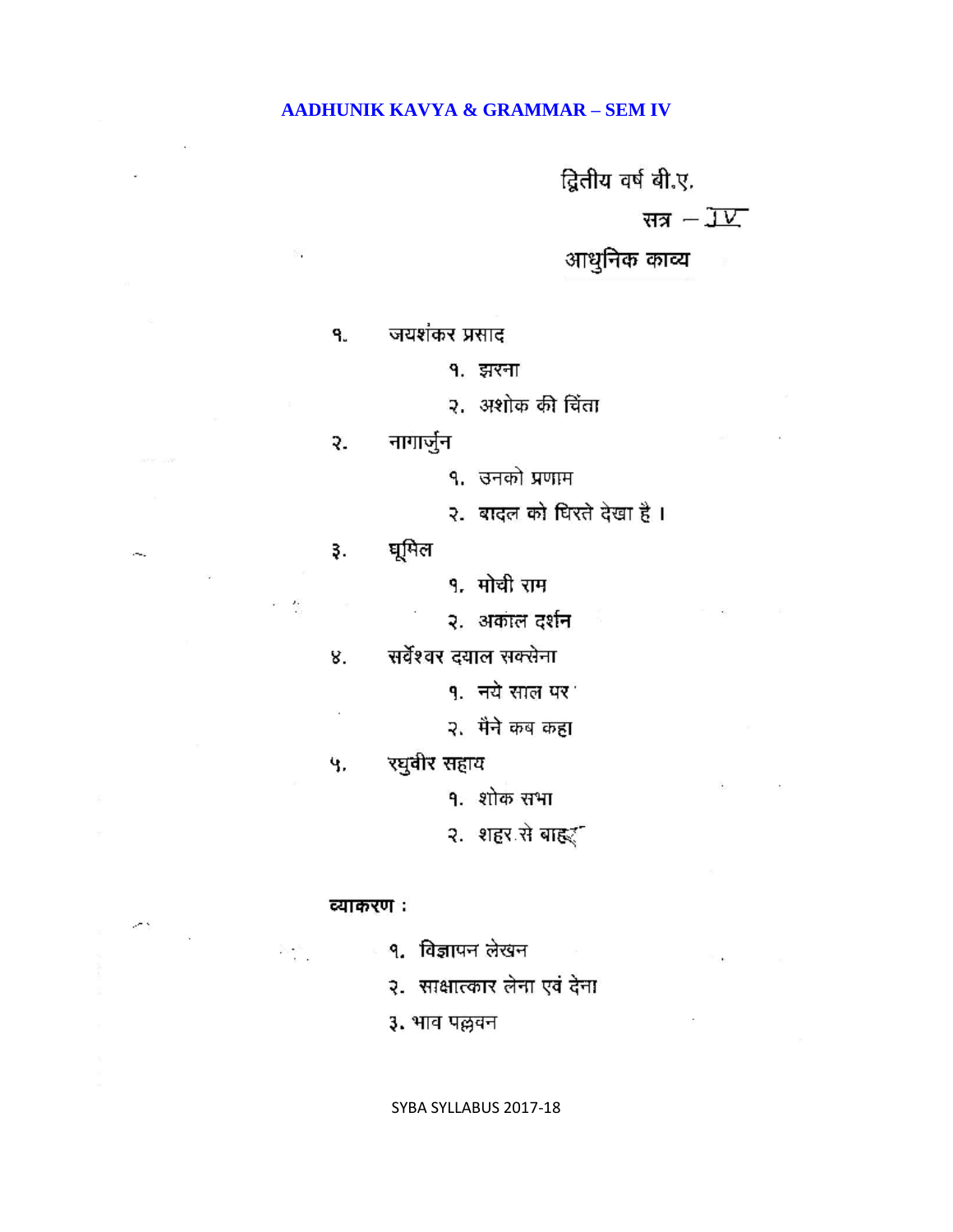**AADHUNIK KAVYA & GRAMMAR – SEM IV**

द्वितीय वर्ष बी.ए.

सत्र – IV

आधुनिक काव्य

१. जयशंकर प्रसाद
   १. झरना
   २. अशोक की चिंता

२. नागार्जुन
   १. उनको प्रणाम
   २. बादल को घिरते देखा है ।

३. घूमिल
   १. मोची राम
   २. अकाल दर्शन

४. सर्वेश्वर दयाल सक्सेना
   १. नये साल पर
   २. मैंने कब कहा

५. रघुवीर सहाय
   १. शोक सभा
   २. शहर से बाहर

**व्याकरण :**

१. विज्ञापन लेखन
२. साक्षात्कार लेना एवं देना
३. भाव पल्लवन

SYBA SYLLABUS 2017-18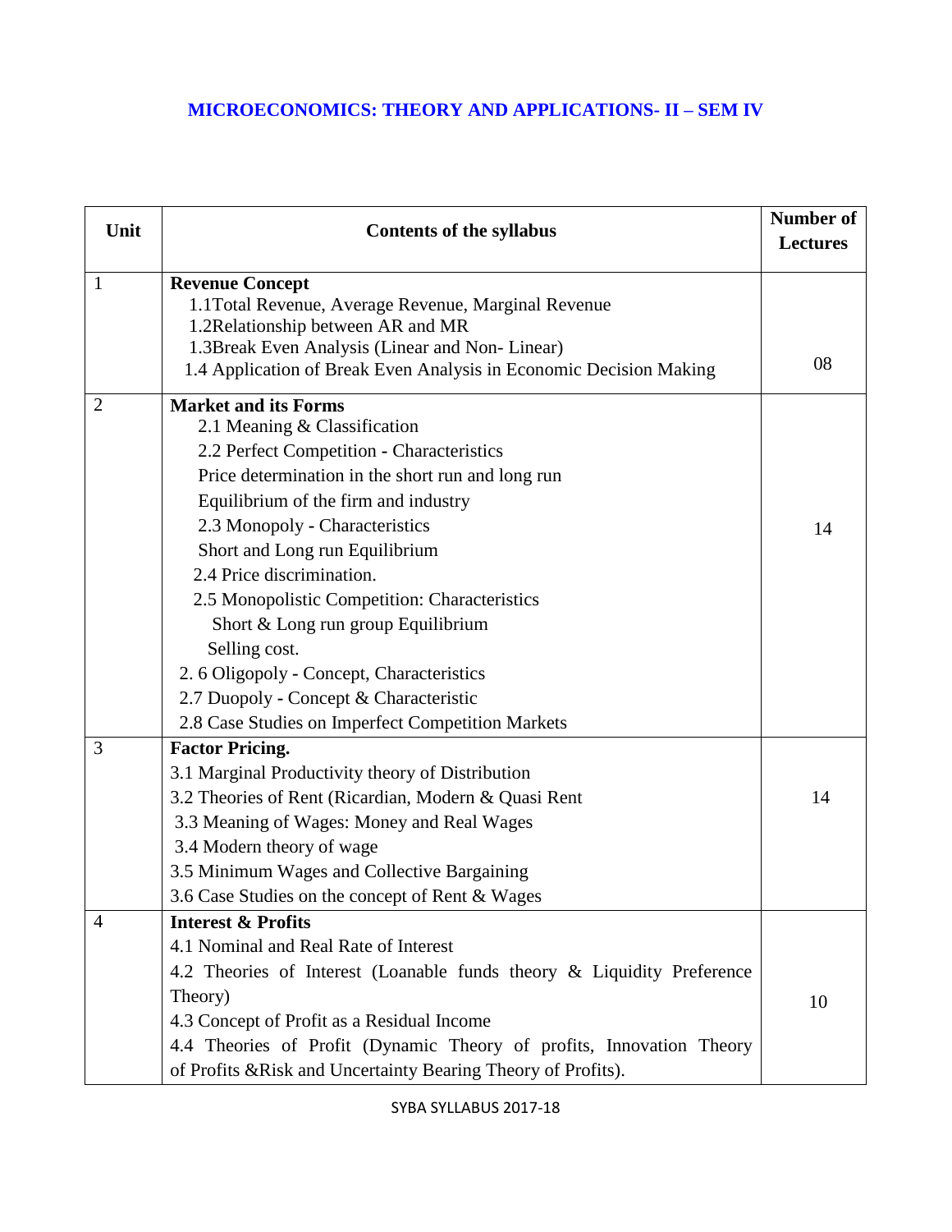## MICROECONOMICS: THEORY AND APPLICATIONS- II – SEM IV

| Unit | Contents of the syllabus | Number of Lectures |
|---|---|---|
| 1 | **Revenue Concept**<br>1.1Total Revenue, Average Revenue, Marginal Revenue<br>1.2Relationship between AR and MR<br>1.3Break Even Analysis (Linear and Non- Linear)<br>1.4 Application of Break Even Analysis in Economic Decision Making | 08 |
| 2 | **Market and its Forms**<br>2.1 Meaning & Classification<br>2.2 Perfect Competition - Characteristics<br>Price determination in the short run and long run<br>Equilibrium of the firm and industry<br>2.3 Monopoly - Characteristics<br>Short and Long run Equilibrium<br>2.4 Price discrimination.<br>2.5 Monopolistic Competition: Characteristics<br>Short & Long run group Equilibrium<br>Selling cost.<br>2. 6 Oligopoly - Concept, Characteristics<br>2.7 Duopoly - Concept & Characteristic<br>2.8 Case Studies on Imperfect Competition Markets | 14 |
| 3 | **Factor Pricing.**<br>3.1 Marginal Productivity theory of Distribution<br>3.2 Theories of Rent (Ricardian, Modern & Quasi Rent<br>3.3 Meaning of Wages: Money and Real Wages<br>3.4 Modern theory of wage<br>3.5 Minimum Wages and Collective Bargaining<br>3.6 Case Studies on the concept of Rent & Wages | 14 |
| 4 | **Interest & Profits**<br>4.1 Nominal and Real Rate of Interest<br>4.2 Theories of Interest (Loanable funds theory & Liquidity Preference Theory)<br>4.3 Concept of Profit as a Residual Income<br>4.4 Theories of Profit (Dynamic Theory of profits, Innovation Theory of Profits &Risk and Uncertainty Bearing Theory of Profits). | 10 |

SYBA SYLLABUS 2017-18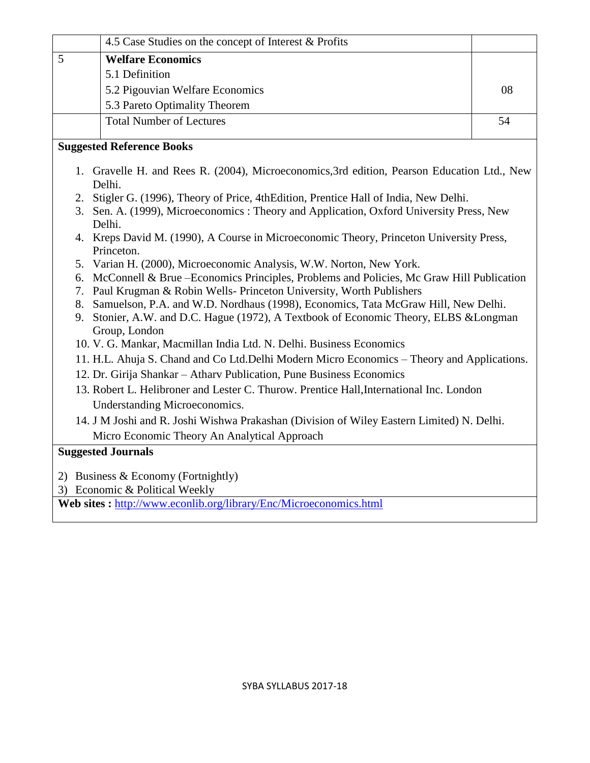|  |  |  |
|---|---|---|
|  | 4.5 Case Studies on the concept of Interest & Profits |  |
| 5 | **Welfare Economics**<br>5.1 Definition<br>5.2 Pigouvian Welfare Economics<br>5.3 Pareto Optimality Theorem | 08 |
|  | Total Number of Lectures | 54 |

**Suggested Reference Books**

1. Gravelle H. and Rees R. (2004), Microeconomics,3rd edition, Pearson Education Ltd., New Delhi.
2. Stigler G. (1996), Theory of Price, 4thEdition, Prentice Hall of India, New Delhi.
3. Sen. A. (1999), Microeconomics : Theory and Application, Oxford University Press, New Delhi.
4. Kreps David M. (1990), A Course in Microeconomic Theory, Princeton University Press, Princeton.
5. Varian H. (2000), Microeconomic Analysis, W.W. Norton, New York.
6. McConnell & Brue –Economics Principles, Problems and Policies, Mc Graw Hill Publication
7. Paul Krugman & Robin Wells- Princeton University, Worth Publishers
8. Samuelson, P.A. and W.D. Nordhaus (1998), Economics, Tata McGraw Hill, New Delhi.
9. Stonier, A.W. and D.C. Hague (1972), A Textbook of Economic Theory, ELBS &Longman Group, London
10. V. G. Mankar, Macmillan India Ltd. N. Delhi. Business Economics
11. H.L. Ahuja S. Chand and Co Ltd.Delhi Modern Micro Economics – Theory and Applications.
12. Dr. Girija Shankar – Atharv Publication, Pune Business Economics
13. Robert L. Helibroner and Lester C. Thurow. Prentice Hall,International Inc. London Understanding Microeconomics.
14. J M Joshi and R. Joshi Wishwa Prakashan (Division of Wiley Eastern Limited) N. Delhi. Micro Economic Theory An Analytical Approach

**Suggested Journals**

2) Business & Economy (Fortnightly)
3) Economic & Political Weekly

**Web sites :** http://www.econlib.org/library/Enc/Microeconomics.html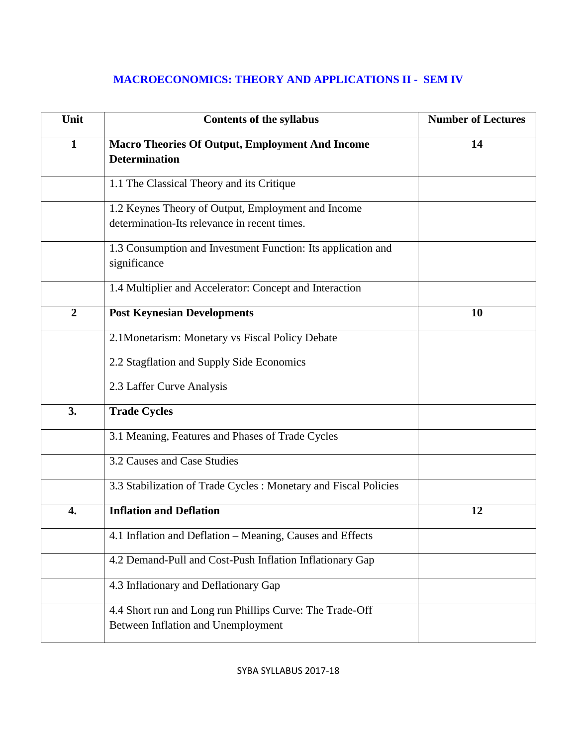## MACROECONOMICS: THEORY AND APPLICATIONS II - SEM IV

| Unit | Contents of the syllabus | Number of Lectures |
|---|---|---|
| **1** | **Macro Theories Of Output, Employment And Income Determination** | **14** |
| | 1.1 The Classical Theory and its Critique | |
| | 1.2 Keynes Theory of Output, Employment and Income determination-Its relevance in recent times. | |
| | 1.3 Consumption and Investment Function: Its application and significance | |
| | 1.4 Multiplier and Accelerator: Concept and Interaction | |
| **2** | **Post Keynesian Developments** | **10** |
| | 2.1Monetarism: Monetary vs Fiscal Policy Debate<br><br>2.2 Stagflation and Supply Side Economics<br><br>2.3 Laffer Curve Analysis | |
| **3.** | **Trade Cycles** | |
| | 3.1 Meaning, Features and Phases of Trade Cycles | |
| | 3.2 Causes and Case Studies | |
| | 3.3 Stabilization of Trade Cycles : Monetary and Fiscal Policies | |
| **4.** | **Inflation and Deflation** | **12** |
| | 4.1 Inflation and Deflation – Meaning, Causes and Effects | |
| | 4.2 Demand-Pull and Cost-Push Inflation Inflationary Gap | |
| | 4.3 Inflationary and Deflationary Gap | |
| | 4.4 Short run and Long run Phillips Curve: The Trade-Off Between Inflation and Unemployment | |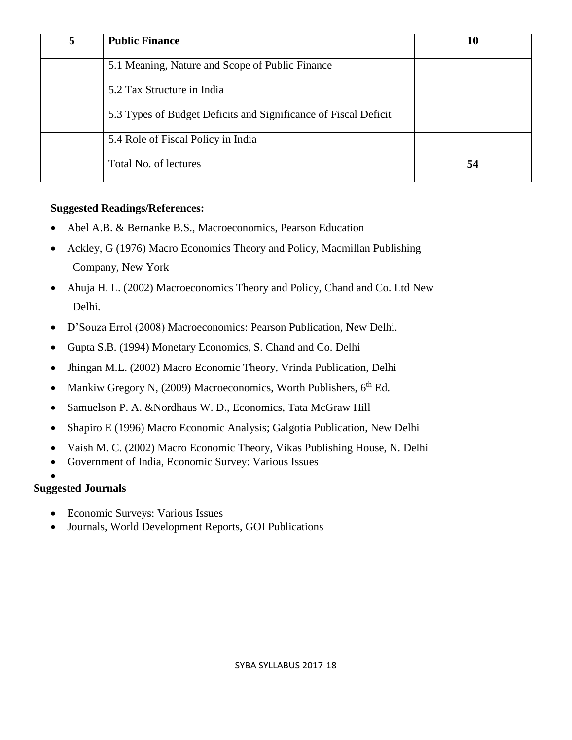| 5 | **Public Finance** | **10** |
|---|---|---|
| | 5.1 Meaning, Nature and Scope of Public Finance | |
| | 5.2 Tax Structure in India | |
| | 5.3 Types of Budget Deficits and Significance of Fiscal Deficit | |
| | 5.4 Role of Fiscal Policy in India | |
| | Total No. of lectures | **54** |

**Suggested Readings/References:**

- Abel A.B. & Bernanke B.S., Macroeconomics, Pearson Education
- Ackley, G (1976) Macro Economics Theory and Policy, Macmillan Publishing Company, New York
- Ahuja H. L. (2002) Macroeconomics Theory and Policy, Chand and Co. Ltd New Delhi.
- D'Souza Errol (2008) Macroeconomics: Pearson Publication, New Delhi.
- Gupta S.B. (1994) Monetary Economics, S. Chand and Co. Delhi
- Jhingan M.L. (2002) Macro Economic Theory, Vrinda Publication, Delhi
- Mankiw Gregory N, (2009) Macroeconomics, Worth Publishers, 6th Ed.
- Samuelson P. A. &Nordhaus W. D., Economics, Tata McGraw Hill
- Shapiro E (1996) Macro Economic Analysis; Galgotia Publication, New Delhi
- Vaish M. C. (2002) Macro Economic Theory, Vikas Publishing House, N. Delhi
- Government of India, Economic Survey: Various Issues

**Suggested Journals**

- Economic Surveys: Various Issues
- Journals, World Development Reports, GOI Publications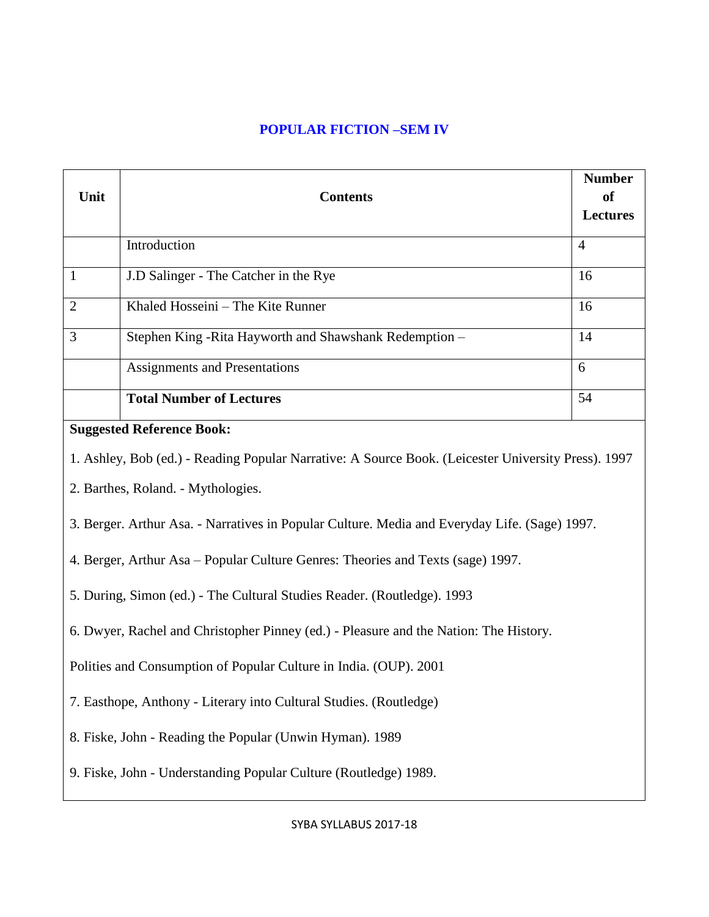## POPULAR FICTION –SEM IV

| Unit | Contents | Number of Lectures |
|---|---|---|
| | Introduction | 4 |
| 1 | J.D Salinger - The Catcher in the Rye | 16 |
| 2 | Khaled Hosseini – The Kite Runner | 16 |
| 3 | Stephen King -Rita Hayworth and Shawshank Redemption – | 14 |
| | Assignments and Presentations | 6 |
| | **Total Number of Lectures** | 54 |

**Suggested Reference Book:**

1. Ashley, Bob (ed.) - Reading Popular Narrative: A Source Book. (Leicester University Press). 1997

2. Barthes, Roland. - Mythologies.

3. Berger. Arthur Asa. - Narratives in Popular Culture. Media and Everyday Life. (Sage) 1997.

4. Berger, Arthur Asa – Popular Culture Genres: Theories and Texts (sage) 1997.

5. During, Simon (ed.) - The Cultural Studies Reader. (Routledge). 1993

6. Dwyer, Rachel and Christopher Pinney (ed.) - Pleasure and the Nation: The History.

Polities and Consumption of Popular Culture in India. (OUP). 2001

7. Easthope, Anthony - Literary into Cultural Studies. (Routledge)

8. Fiske, John - Reading the Popular (Unwin Hyman). 1989

9. Fiske, John - Understanding Popular Culture (Routledge) 1989.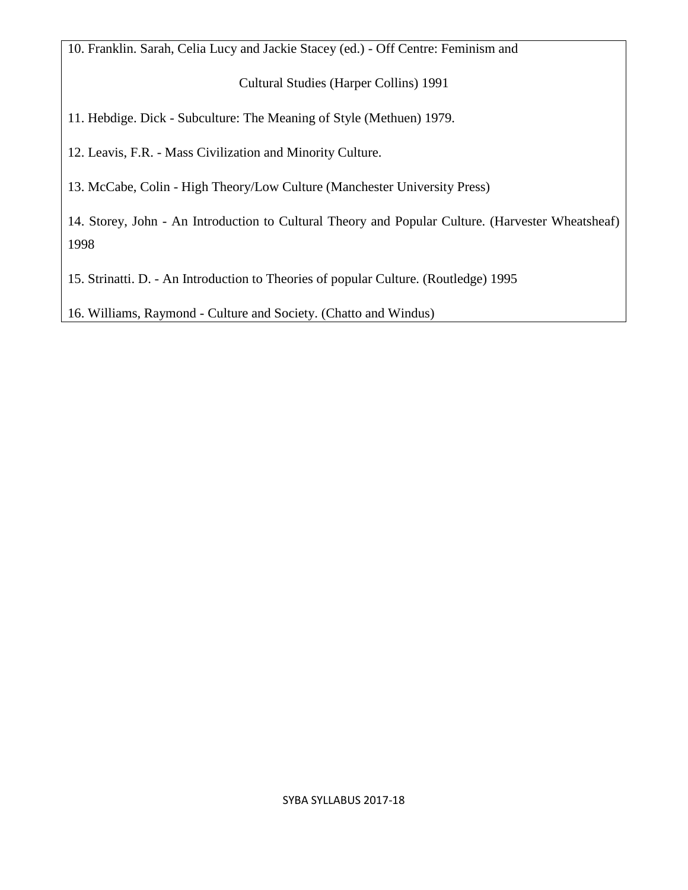10. Franklin. Sarah, Celia Lucy and Jackie Stacey (ed.) - Off Centre: Feminism and Cultural Studies (Harper Collins) 1991

11. Hebdige. Dick - Subculture: The Meaning of Style (Methuen) 1979.

12. Leavis, F.R. - Mass Civilization and Minority Culture.

13. McCabe, Colin - High Theory/Low Culture (Manchester University Press)

14. Storey, John - An Introduction to Cultural Theory and Popular Culture. (Harvester Wheatsheaf) 1998

15. Strinatti. D. - An Introduction to Theories of popular Culture. (Routledge) 1995

16. Williams, Raymond - Culture and Society. (Chatto and Windus)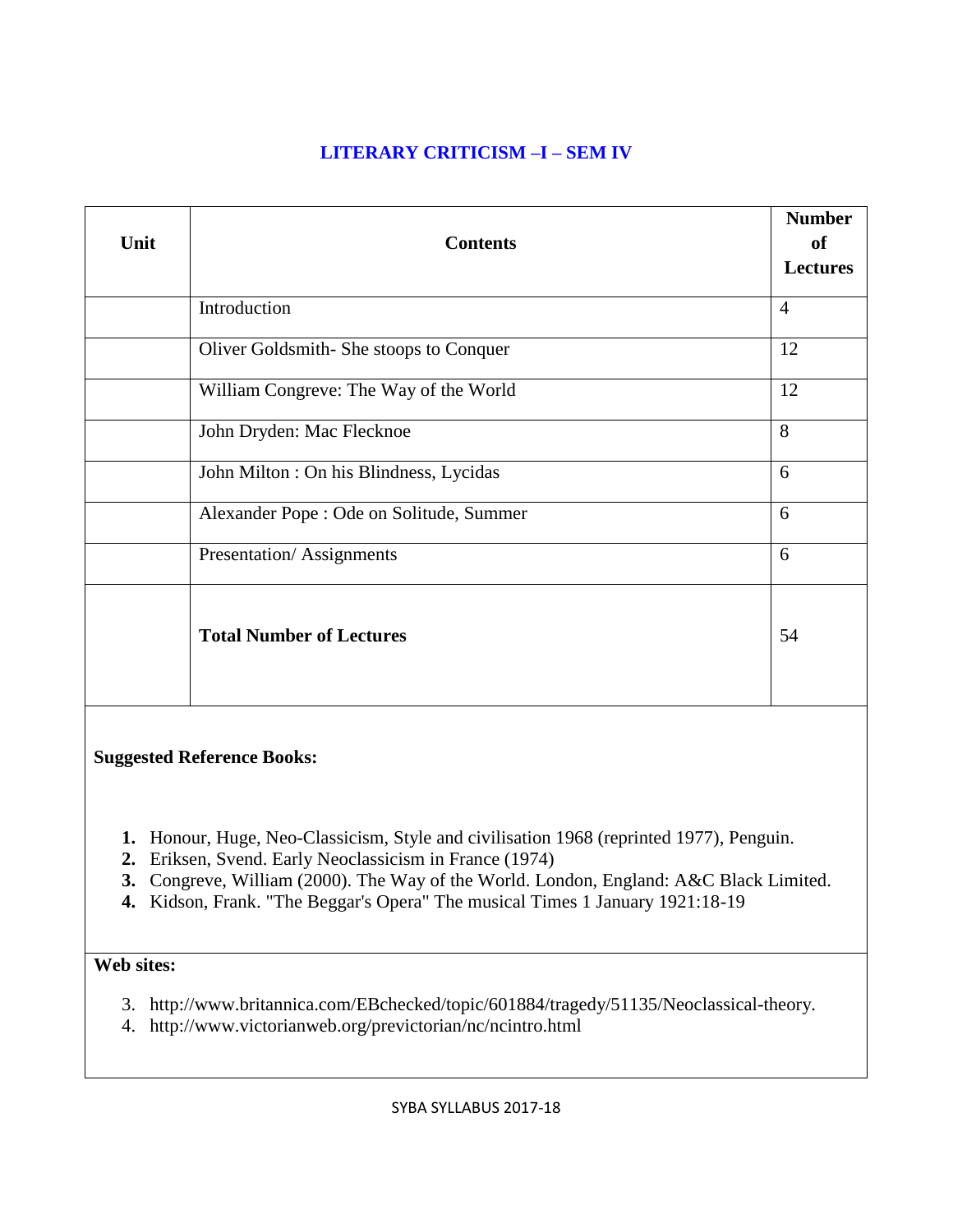## LITERARY CRITICISM –I – SEM IV

| Unit | Contents | Number of Lectures |
|---|---|---|
| | Introduction | 4 |
| | Oliver Goldsmith- She stoops to Conquer | 12 |
| | William Congreve: The Way of the World | 12 |
| | John Dryden: Mac Flecknoe | 8 |
| | John Milton : On his Blindness, Lycidas | 6 |
| | Alexander Pope : Ode on Solitude, Summer | 6 |
| | Presentation/ Assignments | 6 |
| | **Total Number of Lectures** | 54 |

**Suggested Reference Books:**

1. Honour, Huge, Neo-Classicism, Style and civilisation 1968 (reprinted 1977), Penguin.
2. Eriksen, Svend. Early Neoclassicism in France (1974)
3. Congreve, William (2000). The Way of the World. London, England: A&C Black Limited.
4. Kidson, Frank. "The Beggar's Opera" The musical Times 1 January 1921:18-19

**Web sites:**

3. http://www.britannica.com/EBchecked/topic/601884/tragedy/51135/Neoclassical-theory.
4. http://www.victorianweb.org/previctorian/nc/ncintro.html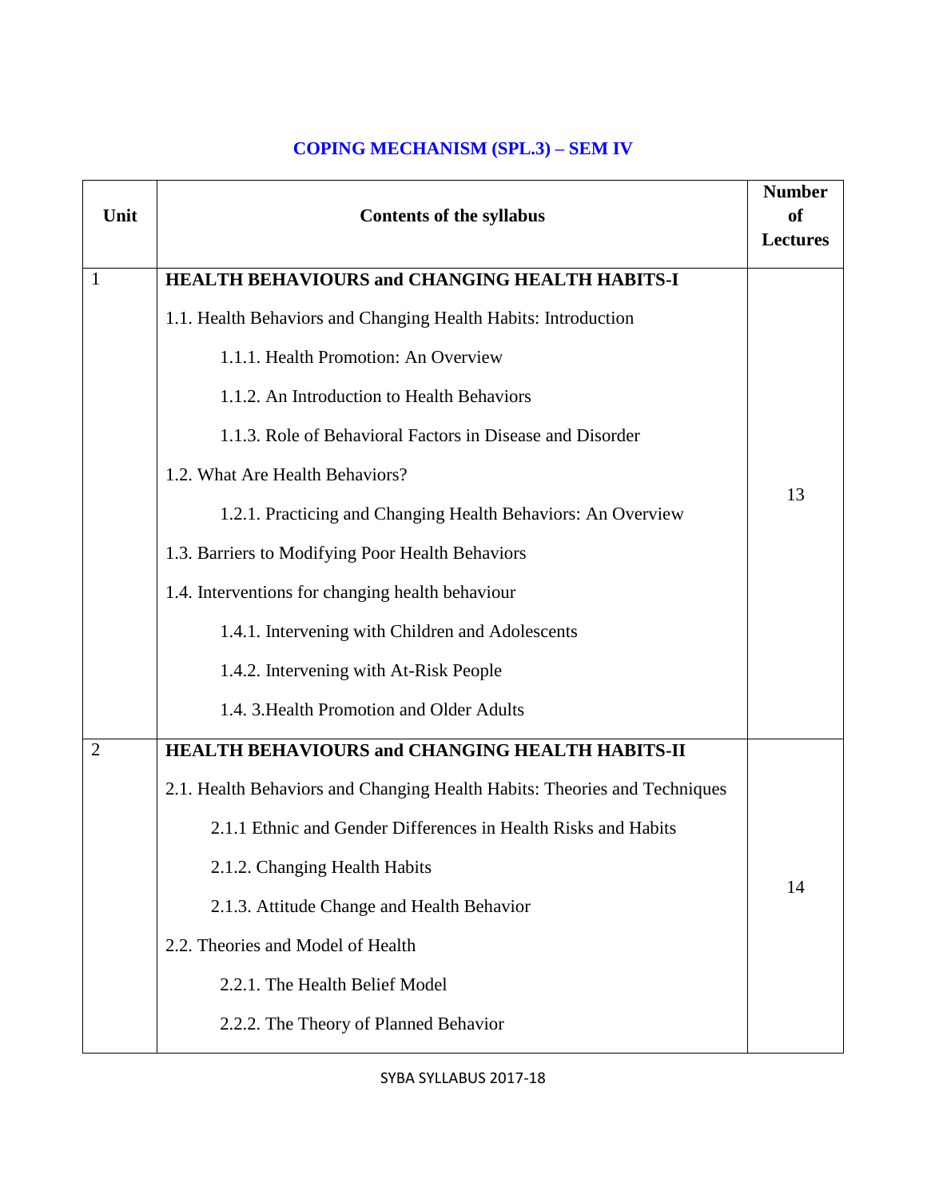## COPING MECHANISM (SPL.3) – SEM IV

| Unit | Contents of the syllabus | Number of Lectures |
|---|---|---|
| 1 | **HEALTH BEHAVIOURS and CHANGING HEALTH HABITS-I**<br>1.1. Health Behaviors and Changing Health Habits: Introduction<br>1.1.1. Health Promotion: An Overview<br>1.1.2. An Introduction to Health Behaviors<br>1.1.3. Role of Behavioral Factors in Disease and Disorder<br>1.2. What Are Health Behaviors?<br>1.2.1. Practicing and Changing Health Behaviors: An Overview<br>1.3. Barriers to Modifying Poor Health Behaviors<br>1.4. Interventions for changing health behaviour<br>1.4.1. Intervening with Children and Adolescents<br>1.4.2. Intervening with At-Risk People<br>1.4. 3.Health Promotion and Older Adults | 13 |
| 2 | **HEALTH BEHAVIOURS and CHANGING HEALTH HABITS-II**<br>2.1. Health Behaviors and Changing Health Habits: Theories and Techniques<br>2.1.1 Ethnic and Gender Differences in Health Risks and Habits<br>2.1.2. Changing Health Habits<br>2.1.3. Attitude Change and Health Behavior<br>2.2. Theories and Model of Health<br>2.2.1. The Health Belief Model<br>2.2.2. The Theory of Planned Behavior | 14 |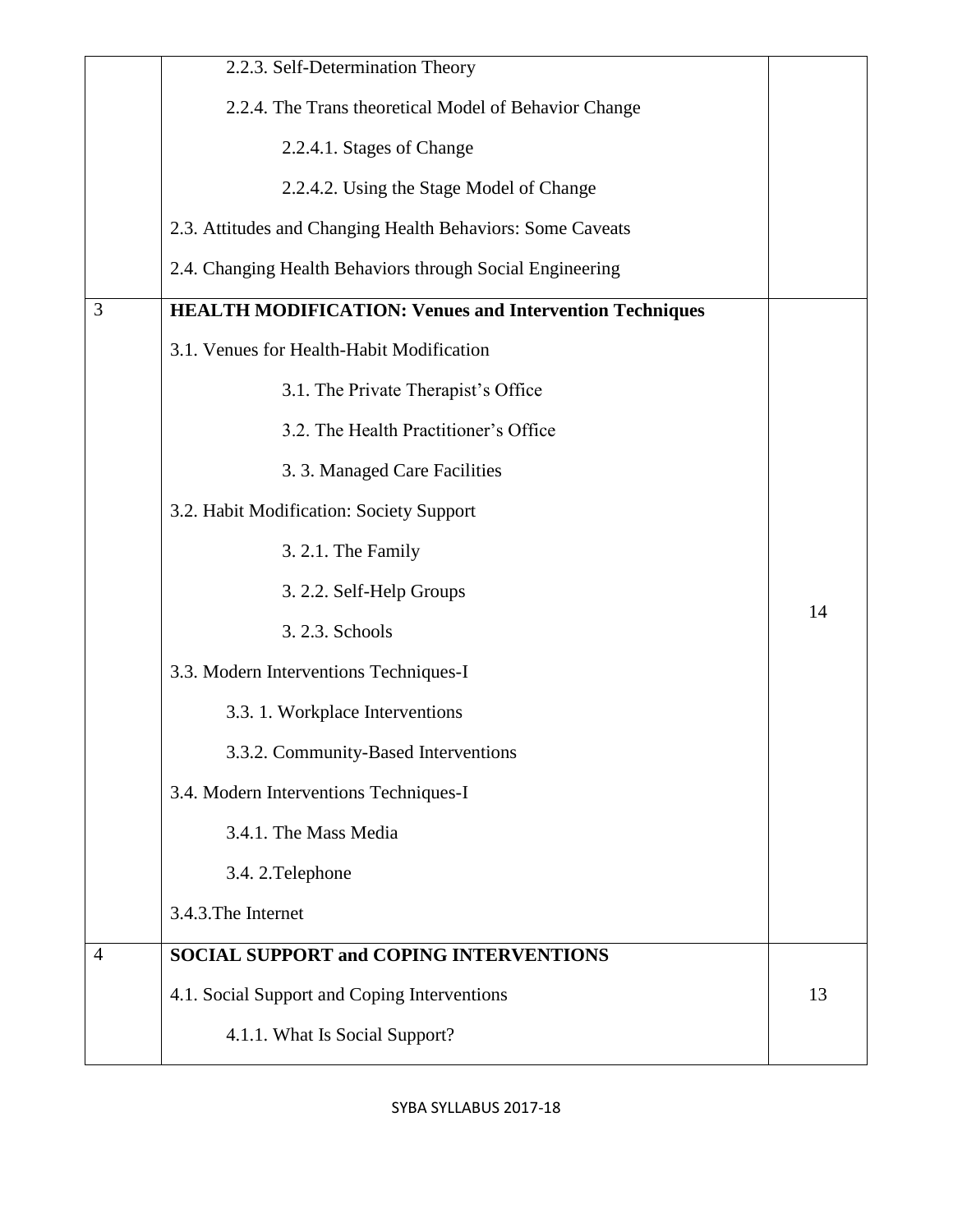| | | |
|---|---|---|
| | 2.2.3. Self-Determination Theory<br>2.2.4. The Trans theoretical Model of Behavior Change<br>2.2.4.1. Stages of Change<br>2.2.4.2. Using the Stage Model of Change<br>2.3. Attitudes and Changing Health Behaviors: Some Caveats<br>2.4. Changing Health Behaviors through Social Engineering | |
| 3 | **HEALTH MODIFICATION: Venues and Intervention Techniques**<br>3.1. Venues for Health-Habit Modification<br>3.1. The Private Therapist's Office<br>3.2. The Health Practitioner's Office<br>3. 3. Managed Care Facilities<br>3.2. Habit Modification: Society Support<br>3. 2.1. The Family<br>3. 2.2. Self-Help Groups<br>3. 2.3. Schools<br>3.3. Modern Interventions Techniques-I<br>3.3. 1. Workplace Interventions<br>3.3.2. Community-Based Interventions<br>3.4. Modern Interventions Techniques-I<br>3.4.1. The Mass Media<br>3.4. 2.Telephone<br>3.4.3.The Internet | 14 |
| 4 | **SOCIAL SUPPORT and COPING INTERVENTIONS**<br>4.1. Social Support and Coping Interventions<br>4.1.1. What Is Social Support? | 13 |

SYBA SYLLABUS 2017-18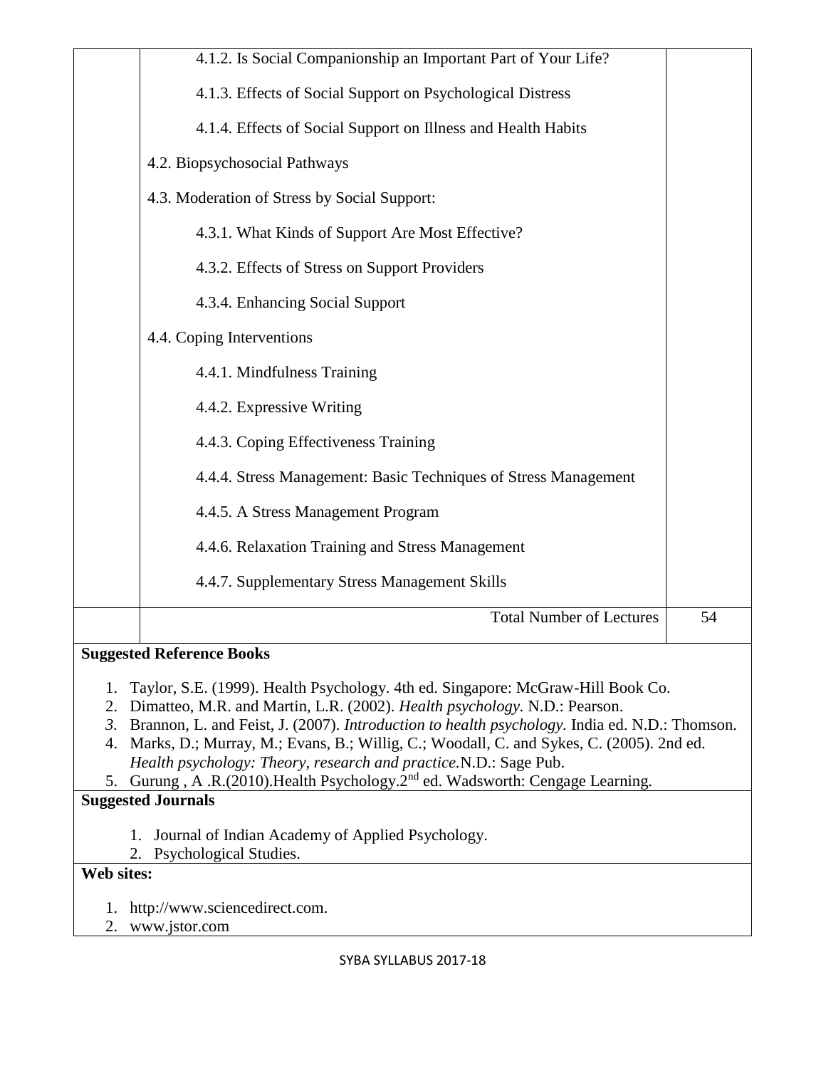| | | |
|---|---|---|
| | 4.1.2. Is Social Companionship an Important Part of Your Life?<br><br>4.1.3. Effects of Social Support on Psychological Distress<br><br>4.1.4. Effects of Social Support on Illness and Health Habits<br><br>4.2. Biopsychosocial Pathways<br><br>4.3. Moderation of Stress by Social Support:<br><br>4.3.1. What Kinds of Support Are Most Effective?<br><br>4.3.2. Effects of Stress on Support Providers<br><br>4.3.4. Enhancing Social Support<br><br>4.4. Coping Interventions<br><br>4.4.1. Mindfulness Training<br><br>4.4.2. Expressive Writing<br><br>4.4.3. Coping Effectiveness Training<br><br>4.4.4. Stress Management: Basic Techniques of Stress Management<br><br>4.4.5. A Stress Management Program<br><br>4.4.6. Relaxation Training and Stress Management<br><br>4.4.7. Supplementary Stress Management Skills | |
| | Total Number of Lectures | 54 |

**Suggested Reference Books**

1. Taylor, S.E. (1999). Health Psychology. 4th ed. Singapore: McGraw-Hill Book Co.
2. Dimatteo, M.R. and Martin, L.R. (2002). *Health psychology.* N.D.: Pearson.
3. Brannon, L. and Feist, J. (2007). *Introduction to health psychology.* India ed. N.D.: Thomson.
4. Marks, D.; Murray, M.; Evans, B.; Willig, C.; Woodall, C. and Sykes, C. (2005). 2nd ed. *Health psychology: Theory, research and practice.*N.D.: Sage Pub.
5. Gurung , A .R.(2010).Health Psychology.2nd ed. Wadsworth: Cengage Learning.

**Suggested Journals**

1. Journal of Indian Academy of Applied Psychology.
2. Psychological Studies.

**Web sites:**

1. http://www.sciencedirect.com.
2. www.jstor.com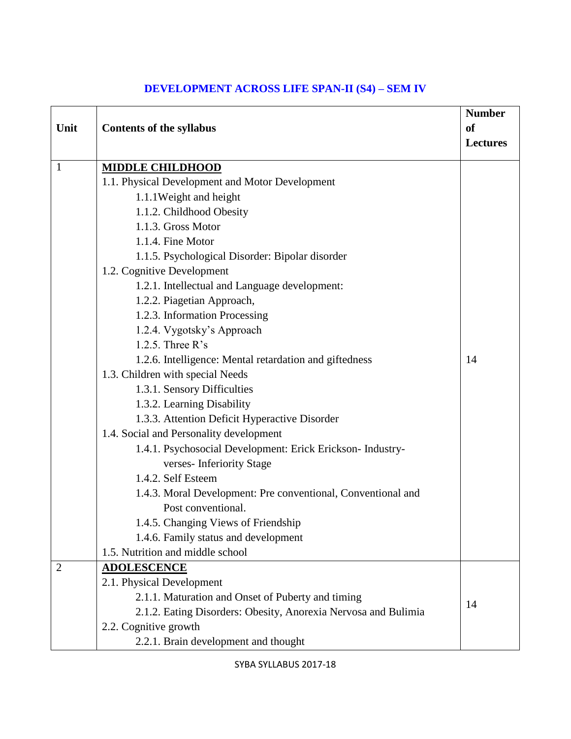# DEVELOPMENT ACROSS LIFE SPAN-II (S4) – SEM IV

| Unit | Contents of the syllabus | Number of Lectures |
|---|---|---|
| 1 | **MIDDLE CHILDHOOD**<br>1.1. Physical Development and Motor Development<br>1.1.1Weight and height<br>1.1.2. Childhood Obesity<br>1.1.3. Gross Motor<br>1.1.4. Fine Motor<br>1.1.5. Psychological Disorder: Bipolar disorder<br>1.2. Cognitive Development<br>1.2.1. Intellectual and Language development:<br>1.2.2. Piagetian Approach,<br>1.2.3. Information Processing<br>1.2.4. Vygotsky's Approach<br>1.2.5. Three R's<br>1.2.6. Intelligence: Mental retardation and giftedness<br>1.3. Children with special Needs<br>1.3.1. Sensory Difficulties<br>1.3.2. Learning Disability<br>1.3.3. Attention Deficit Hyperactive Disorder<br>1.4. Social and Personality development<br>1.4.1. Psychosocial Development: Erick Erickson- Industry-verses- Inferiority Stage<br>1.4.2. Self Esteem<br>1.4.3. Moral Development: Pre conventional, Conventional and Post conventional.<br>1.4.5. Changing Views of Friendship<br>1.4.6. Family status and development<br>1.5. Nutrition and middle school | 14 |
| 2 | **ADOLESCENCE**<br>2.1. Physical Development<br>2.1.1. Maturation and Onset of Puberty and timing<br>2.1.2. Eating Disorders: Obesity, Anorexia Nervosa and Bulimia<br>2.2. Cognitive growth<br>2.2.1. Brain development and thought | 14 |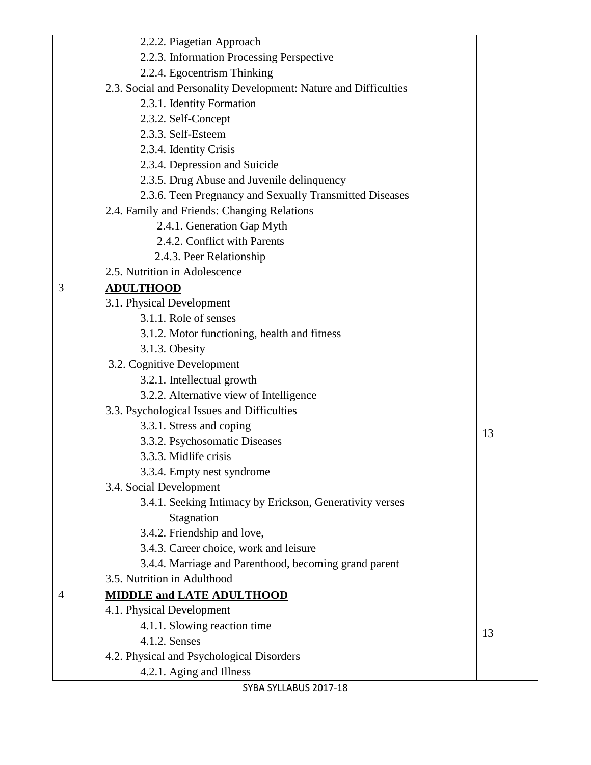| | | |
|---|---|---|
| | 2.2.2. Piagetian Approach<br>2.2.3. Information Processing Perspective<br>2.2.4. Egocentrism Thinking<br>2.3. Social and Personality Development: Nature and Difficulties<br>2.3.1. Identity Formation<br>2.3.2. Self-Concept<br>2.3.3. Self-Esteem<br>2.3.4. Identity Crisis<br>2.3.4. Depression and Suicide<br>2.3.5. Drug Abuse and Juvenile delinquency<br>2.3.6. Teen Pregnancy and Sexually Transmitted Diseases<br>2.4. Family and Friends: Changing Relations<br>2.4.1. Generation Gap Myth<br>2.4.2. Conflict with Parents<br>2.4.3. Peer Relationship<br>2.5. Nutrition in Adolescence | |
| 3 | **ADULTHOOD**<br>3.1. Physical Development<br>3.1.1. Role of senses<br>3.1.2. Motor functioning, health and fitness<br>3.1.3. Obesity<br>3.2. Cognitive Development<br>3.2.1. Intellectual growth<br>3.2.2. Alternative view of Intelligence<br>3.3. Psychological Issues and Difficulties<br>3.3.1. Stress and coping<br>3.3.2. Psychosomatic Diseases<br>3.3.3. Midlife crisis<br>3.3.4. Empty nest syndrome<br>3.4. Social Development<br>3.4.1. Seeking Intimacy by Erickson, Generativity verses Stagnation<br>3.4.2. Friendship and love,<br>3.4.3. Career choice, work and leisure<br>3.4.4. Marriage and Parenthood, becoming grand parent<br>3.5. Nutrition in Adulthood | 13 |
| 4 | **MIDDLE and LATE ADULTHOOD**<br>4.1. Physical Development<br>4.1.1. Slowing reaction time<br>4.1.2. Senses<br>4.2. Physical and Psychological Disorders<br>4.2.1. Aging and Illness | 13 |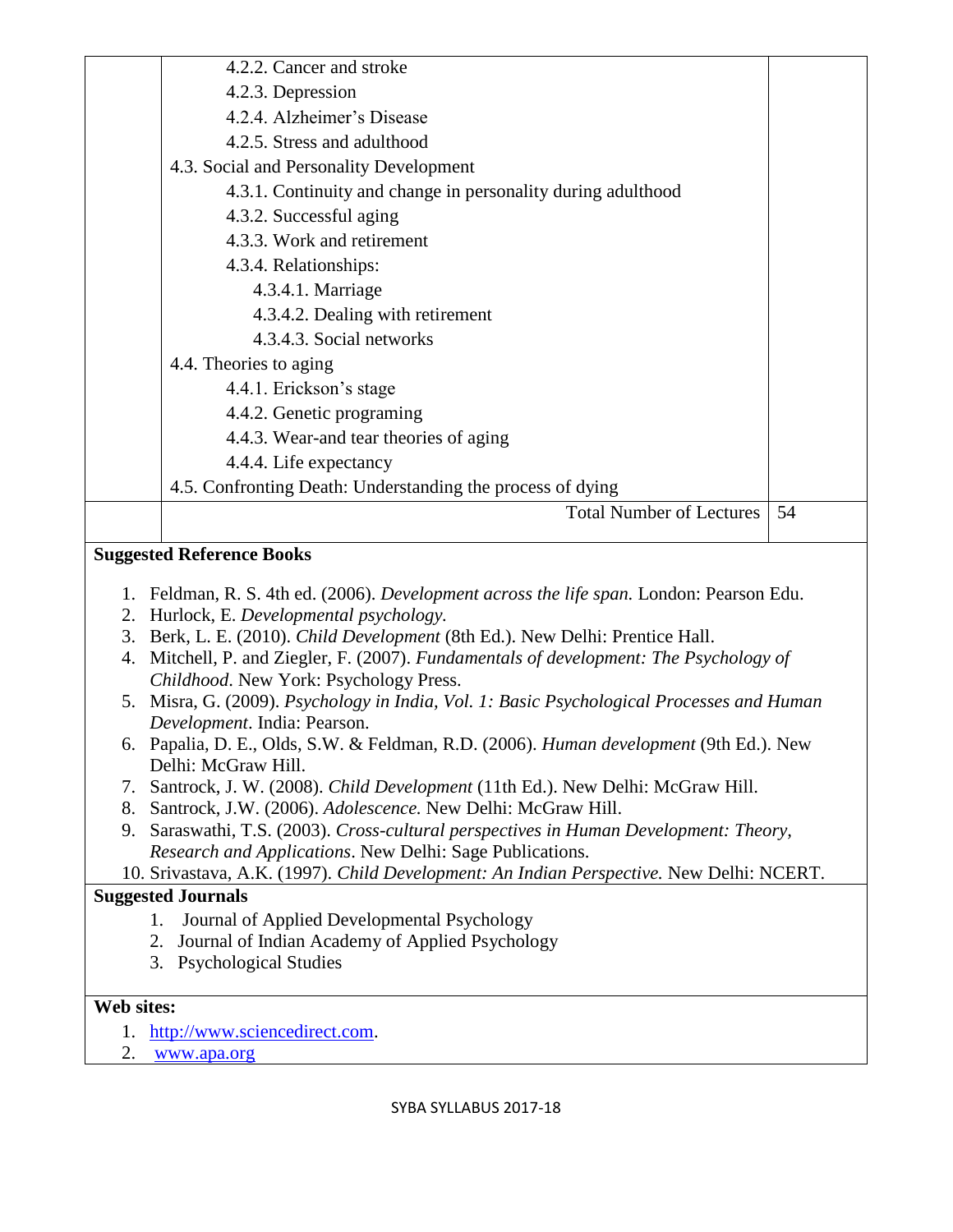| | | |
|---|---|---|
| | 4.2.2. Cancer and stroke<br>4.2.3. Depression<br>4.2.4. Alzheimer's Disease<br>4.2.5. Stress and adulthood<br>4.3. Social and Personality Development<br>4.3.1. Continuity and change in personality during adulthood<br>4.3.2. Successful aging<br>4.3.3. Work and retirement<br>4.3.4. Relationships:<br>4.3.4.1. Marriage<br>4.3.4.2. Dealing with retirement<br>4.3.4.3. Social networks<br>4.4. Theories to aging<br>4.4.1. Erickson's stage<br>4.4.2. Genetic programing<br>4.4.3. Wear-and tear theories of aging<br>4.4.4. Life expectancy<br>4.5. Confronting Death: Understanding the process of dying | |
| | Total Number of Lectures | 54 |

**Suggested Reference Books**

1. Feldman, R. S. 4th ed. (2006). *Development across the life span.* London: Pearson Edu.
2. Hurlock, E. *Developmental psychology.*
3. Berk, L. E. (2010). *Child Development* (8th Ed.). New Delhi: Prentice Hall.
4. Mitchell, P. and Ziegler, F. (2007). *Fundamentals of development: The Psychology of Childhood.* New York: Psychology Press.
5. Misra, G. (2009). *Psychology in India, Vol. 1: Basic Psychological Processes and Human Development*. India: Pearson.
6. Papalia, D. E., Olds, S.W. & Feldman, R.D. (2006). *Human development* (9th Ed.). New Delhi: McGraw Hill.
7. Santrock, J. W. (2008). *Child Development* (11th Ed.). New Delhi: McGraw Hill.
8. Santrock, J.W. (2006). *Adolescence.* New Delhi: McGraw Hill.
9. Saraswathi, T.S. (2003). *Cross-cultural perspectives in Human Development: Theory, Research and Applications*. New Delhi: Sage Publications.
10. Srivastava, A.K. (1997). *Child Development: An Indian Perspective.* New Delhi: NCERT.

**Suggested Journals**

1. Journal of Applied Developmental Psychology
2. Journal of Indian Academy of Applied Psychology
3. Psychological Studies

**Web sites:**

1. http://www.sciencedirect.com.
2. www.apa.org